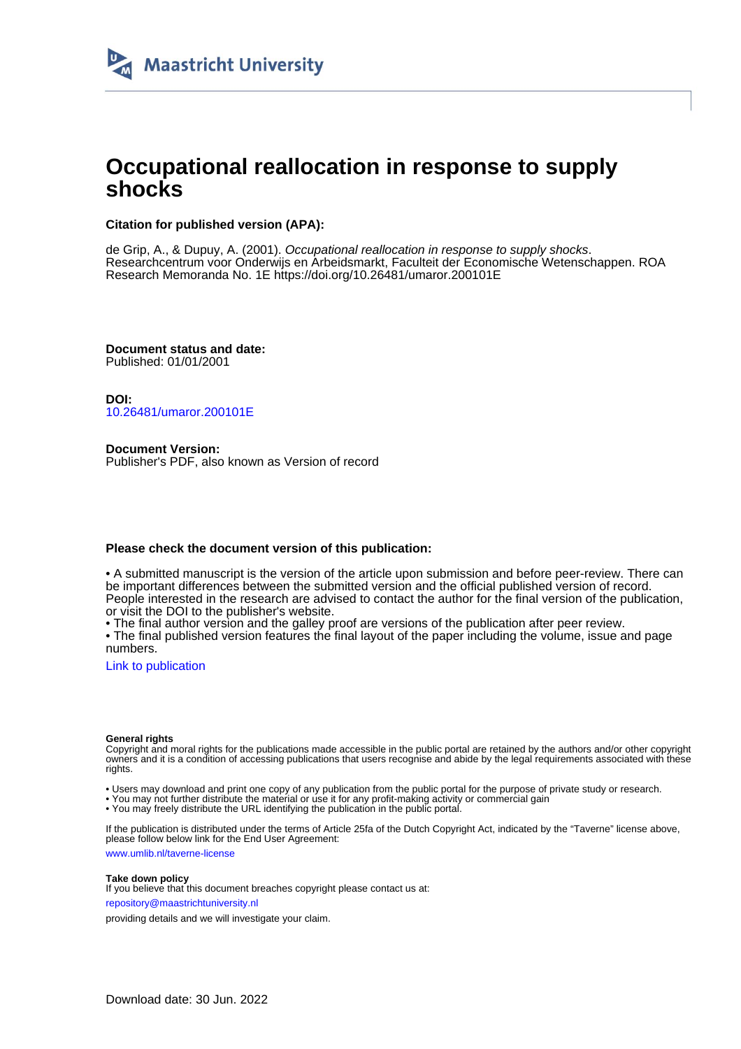Maastricht University

# Occupational reallocation in response to supply shocks

**Citation for published version (APA):**

de Grip, A., & Dupuy, A. (2001). *Occupational reallocation in response to supply shocks*. Researchcentrum voor Onderwijs en Arbeidsmarkt, Faculteit der Economische Wetenschappen. ROA Research Memoranda No. 1E https://doi.org/10.26481/umaror.200101E

**Document status and date:**
Published: 01/01/2001

**DOI:**
10.26481/umaror.200101E

**Document Version:**
Publisher's PDF, also known as Version of record

**Please check the document version of this publication:**

• A submitted manuscript is the version of the article upon submission and before peer-review. There can be important differences between the submitted version and the official published version of record. People interested in the research are advised to contact the author for the final version of the publication, or visit the DOI to the publisher's website.
• The final author version and the galley proof are versions of the publication after peer review.
• The final published version features the final layout of the paper including the volume, issue and page numbers.

Link to publication

**General rights**
Copyright and moral rights for the publications made accessible in the public portal are retained by the authors and/or other copyright owners and it is a condition of accessing publications that users recognise and abide by the legal requirements associated with these rights.

• Users may download and print one copy of any publication from the public portal for the purpose of private study or research.
• You may not further distribute the material or use it for any profit-making activity or commercial gain
• You may freely distribute the URL identifying the publication in the public portal.

If the publication is distributed under the terms of Article 25fa of the Dutch Copyright Act, indicated by the "Taverne" license above, please follow below link for the End User Agreement:

www.umlib.nl/taverne-license

**Take down policy**
If you believe that this document breaches copyright please contact us at:

repository@maastrichtuniversity.nl

providing details and we will investigate your claim.

Download date: 30 Jun. 2022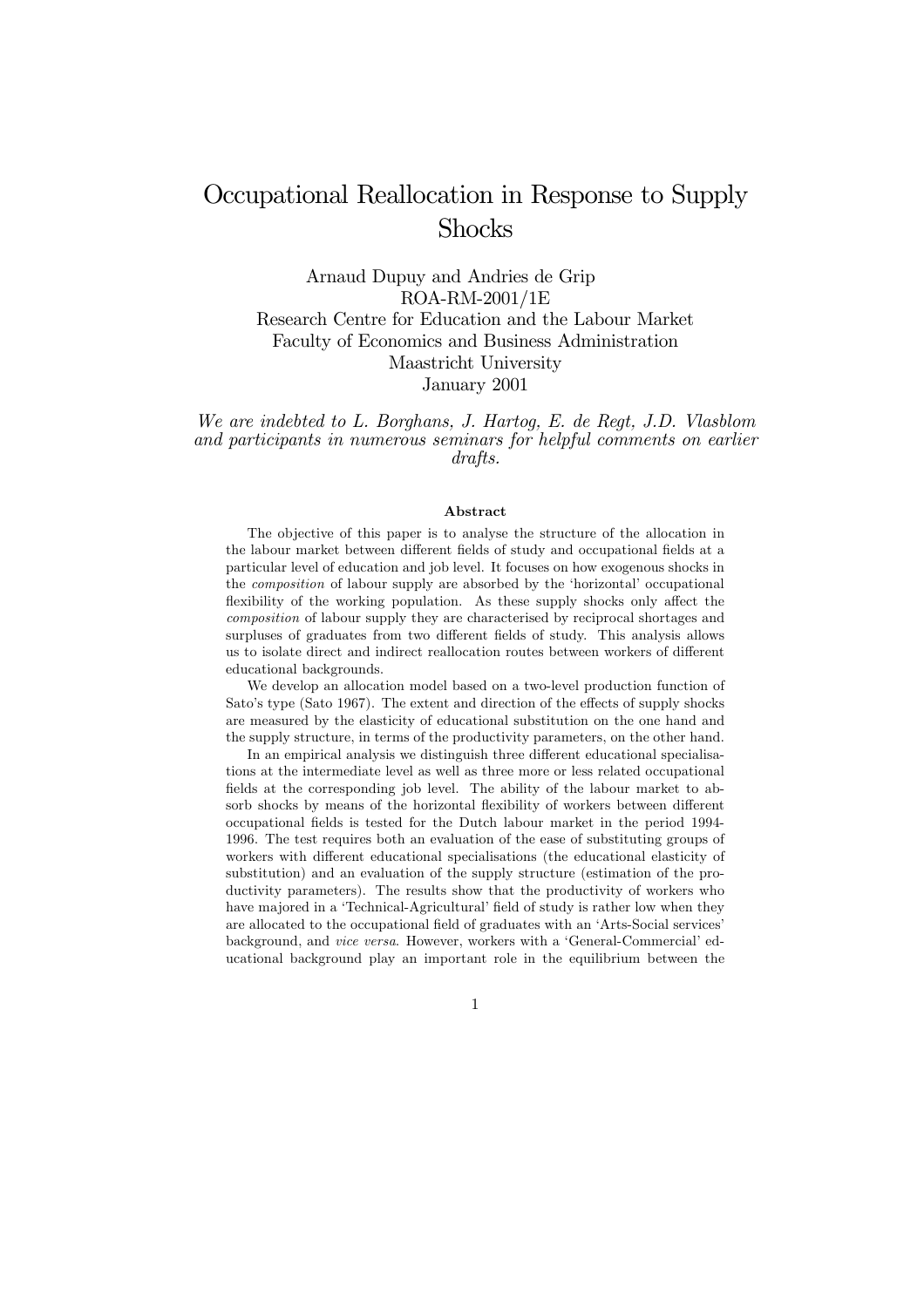# Occupational Reallocation in Response to Supply Shocks

Arnaud Dupuy and Andries de Grip
ROA-RM-2001/1E
Research Centre for Education and the Labour Market
Faculty of Economics and Business Administration
Maastricht University
January 2001

*We are indebted to L. Borghans, J. Hartog, E. de Regt, J.D. Vlasblom and participants in numerous seminars for helpful comments on earlier drafts.*

### Abstract

The objective of this paper is to analyse the structure of the allocation in the labour market between different fields of study and occupational fields at a particular level of education and job level. It focuses on how exogenous shocks in the *composition* of labour supply are absorbed by the 'horizontal' occupational flexibility of the working population. As these supply shocks only affect the *composition* of labour supply they are characterised by reciprocal shortages and surpluses of graduates from two different fields of study. This analysis allows us to isolate direct and indirect reallocation routes between workers of different educational backgrounds.

We develop an allocation model based on a two-level production function of Sato's type (Sato 1967). The extent and direction of the effects of supply shocks are measured by the elasticity of educational substitution on the one hand and the supply structure, in terms of the productivity parameters, on the other hand.

In an empirical analysis we distinguish three different educational specialisations at the intermediate level as well as three more or less related occupational fields at the corresponding job level. The ability of the labour market to absorb shocks by means of the horizontal flexibility of workers between different occupational fields is tested for the Dutch labour market in the period 1994-1996. The test requires both an evaluation of the ease of substituting groups of workers with different educational specialisations (the educational elasticity of substitution) and an evaluation of the supply structure (estimation of the productivity parameters). The results show that the productivity of workers who have majored in a 'Technical-Agricultural' field of study is rather low when they are allocated to the occupational field of graduates with an 'Arts-Social services' background, and *vice versa*. However, workers with a 'General-Commercial' educational background play an important role in the equilibrium between the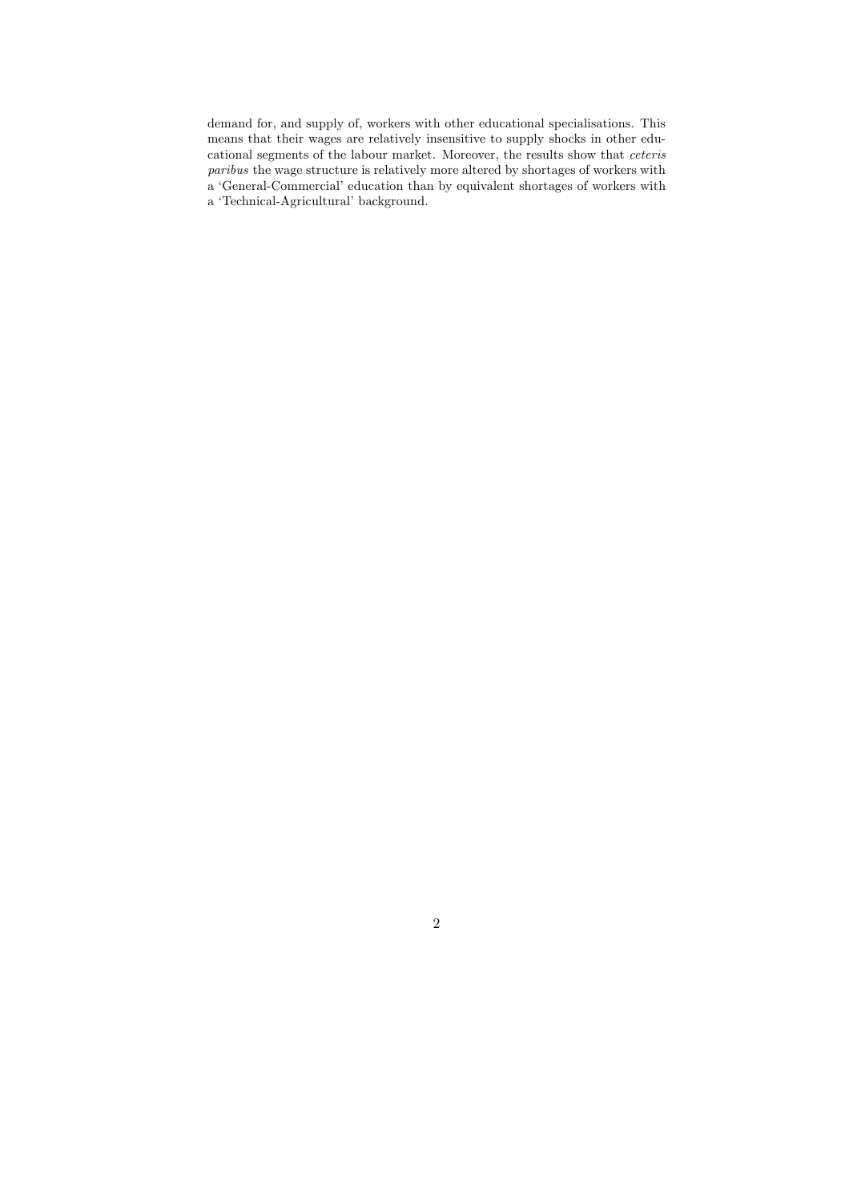demand for, and supply of, workers with other educational specialisations. This means that their wages are relatively insensitive to supply shocks in other educational segments of the labour market. Moreover, the results show that *ceteris paribus* the wage structure is relatively more altered by shortages of workers with a 'General-Commercial' education than by equivalent shortages of workers with a 'Technical-Agricultural' background.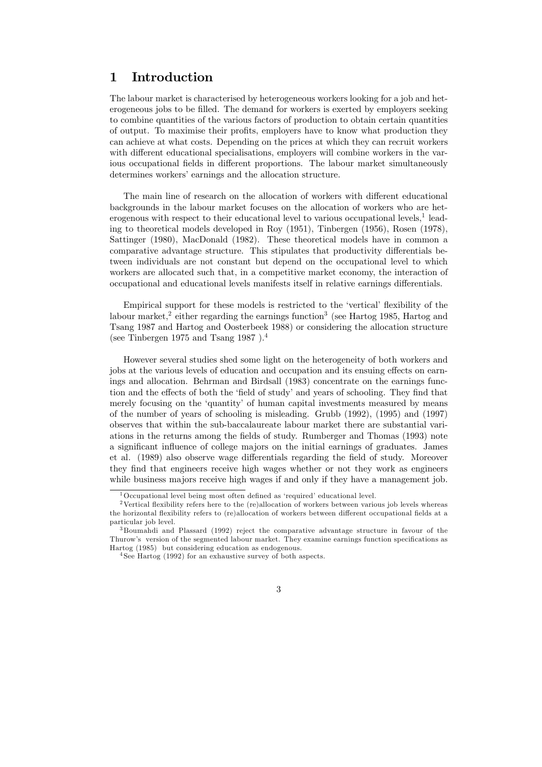# 1 Introduction

The labour market is characterised by heterogeneous workers looking for a job and heterogeneous jobs to be filled. The demand for workers is exerted by employers seeking to combine quantities of the various factors of production to obtain certain quantities of output. To maximise their profits, employers have to know what production they can achieve at what costs. Depending on the prices at which they can recruit workers with different educational specialisations, employers will combine workers in the various occupational fields in different proportions. The labour market simultaneously determines workers' earnings and the allocation structure.

The main line of research on the allocation of workers with different educational backgrounds in the labour market focuses on the allocation of workers who are heterogenous with respect to their educational level to various occupational levels,[1] leading to theoretical models developed in Roy (1951), Tinbergen (1956), Rosen (1978), Sattinger (1980), MacDonald (1982). These theoretical models have in common a comparative advantage structure. This stipulates that productivity differentials between individuals are not constant but depend on the occupational level to which workers are allocated such that, in a competitive market economy, the interaction of occupational and educational levels manifests itself in relative earnings differentials.

Empirical support for these models is restricted to the 'vertical' flexibility of the labour market,[2] either regarding the earnings function[3] (see Hartog 1985, Hartog and Tsang 1987 and Hartog and Oosterbeek 1988) or considering the allocation structure (see Tinbergen 1975 and Tsang 1987 ).[4]

However several studies shed some light on the heterogeneity of both workers and jobs at the various levels of education and occupation and its ensuing effects on earnings and allocation. Behrman and Birdsall (1983) concentrate on the earnings function and the effects of both the 'field of study' and years of schooling. They find that merely focusing on the 'quantity' of human capital investments measured by means of the number of years of schooling is misleading. Grubb (1992), (1995) and (1997) observes that within the sub-baccalaureate labour market there are substantial variations in the returns among the fields of study. Rumberger and Thomas (1993) note a significant influence of college majors on the initial earnings of graduates. James et al. (1989) also observe wage differentials regarding the field of study. Moreover they find that engineers receive high wages whether or not they work as engineers while business majors receive high wages if and only if they have a management job.

---

[1] Occupational level being most often defined as 'required' educational level.

[2] Vertical flexibility refers here to the (re)allocation of workers between various job levels whereas the horizontal flexibility refers to (re)allocation of workers between different occupational fields at a particular job level.

[3] Boumahdi and Plassard (1992) reject the comparative advantage structure in favour of the Thurow's version of the segmented labour market. They examine earnings function specifications as Hartog (1985) but considering education as endogenous.

[4] See Hartog (1992) for an exhaustive survey of both aspects.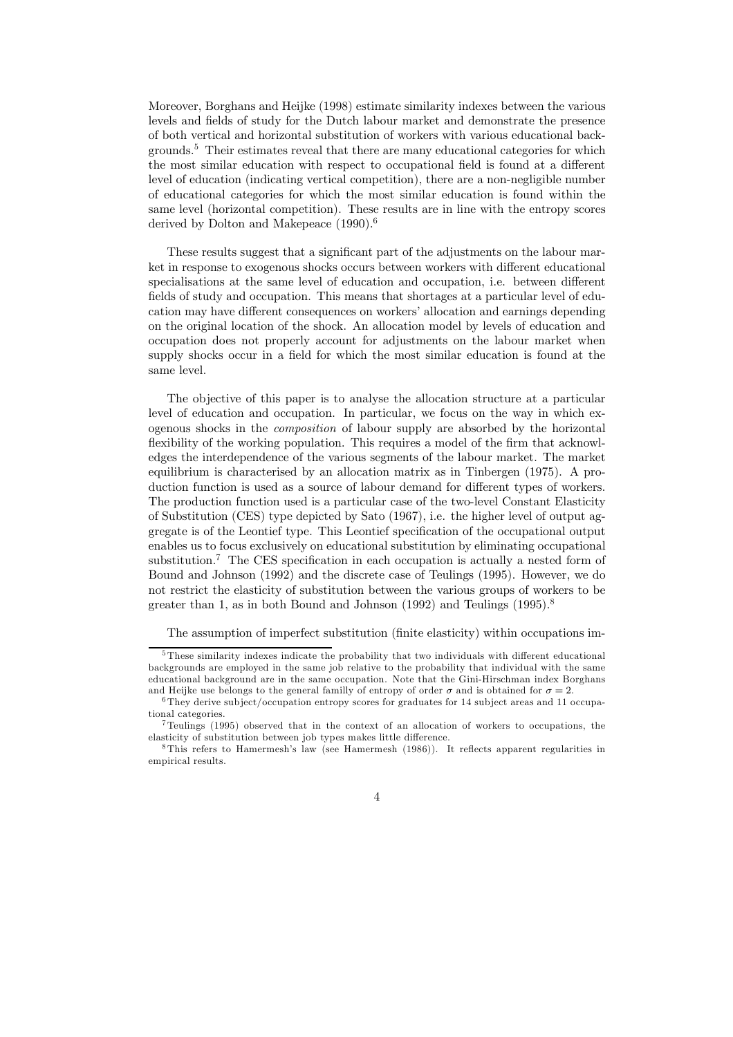Moreover, Borghans and Heijke (1998) estimate similarity indexes between the various levels and fields of study for the Dutch labour market and demonstrate the presence of both vertical and horizontal substitution of workers with various educational backgrounds.[5] Their estimates reveal that there are many educational categories for which the most similar education with respect to occupational field is found at a different level of education (indicating vertical competition), there are a non-negligible number of educational categories for which the most similar education is found within the same level (horizontal competition). These results are in line with the entropy scores derived by Dolton and Makepeace (1990).[6]

These results suggest that a significant part of the adjustments on the labour market in response to exogenous shocks occurs between workers with different educational specialisations at the same level of education and occupation, i.e. between different fields of study and occupation. This means that shortages at a particular level of education may have different consequences on workers' allocation and earnings depending on the original location of the shock. An allocation model by levels of education and occupation does not properly account for adjustments on the labour market when supply shocks occur in a field for which the most similar education is found at the same level.

The objective of this paper is to analyse the allocation structure at a particular level of education and occupation. In particular, we focus on the way in which exogenous shocks in the *composition* of labour supply are absorbed by the horizontal flexibility of the working population. This requires a model of the firm that acknowledges the interdependence of the various segments of the labour market. The market equilibrium is characterised by an allocation matrix as in Tinbergen (1975). A production function is used as a source of labour demand for different types of workers. The production function used is a particular case of the two-level Constant Elasticity of Substitution (CES) type depicted by Sato (1967), i.e. the higher level of output aggregate is of the Leontief type. This Leontief specification of the occupational output enables us to focus exclusively on educational substitution by eliminating occupational substitution.[7] The CES specification in each occupation is actually a nested form of Bound and Johnson (1992) and the discrete case of Teulings (1995). However, we do not restrict the elasticity of substitution between the various groups of workers to be greater than 1, as in both Bound and Johnson (1992) and Teulings (1995).[8]

The assumption of imperfect substitution (finite elasticity) within occupations im-

---

[5] These similarity indexes indicate the probability that two individuals with different educational backgrounds are employed in the same job relative to the probability that individual with the same educational background are in the same occupation. Note that the Gini-Hirschman index Borghans and Heijke use belongs to the general familly of entropy of order $\sigma$ and is obtained for $\sigma = 2$.

[6] They derive subject/occupation entropy scores for graduates for 14 subject areas and 11 occupational categories.

[7] Teulings (1995) observed that in the context of an allocation of workers to occupations, the elasticity of substitution between job types makes little difference.

[8] This refers to Hamermesh's law (see Hamermesh (1986)). It reflects apparent regularities in empirical results.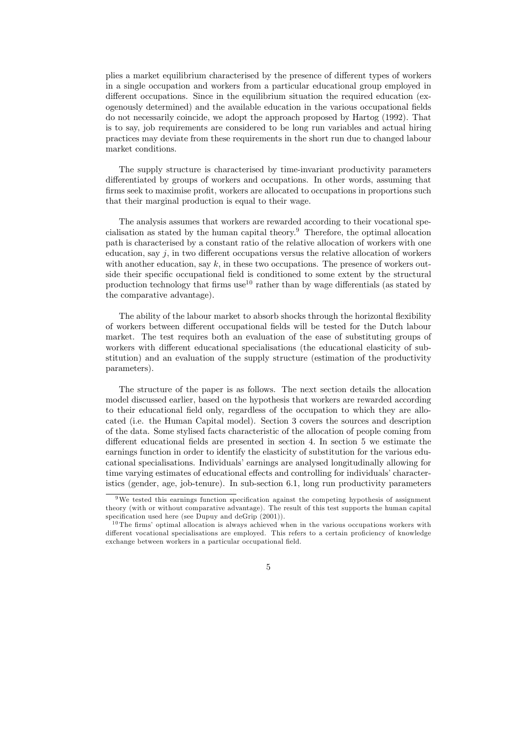plies a market equilibrium characterised by the presence of different types of workers in a single occupation and workers from a particular educational group employed in different occupations. Since in the equilibrium situation the required education (exogenously determined) and the available education in the various occupational fields do not necessarily coincide, we adopt the approach proposed by Hartog (1992). That is to say, job requirements are considered to be long run variables and actual hiring practices may deviate from these requirements in the short run due to changed labour market conditions.

The supply structure is characterised by time-invariant productivity parameters differentiated by groups of workers and occupations. In other words, assuming that firms seek to maximise profit, workers are allocated to occupations in proportions such that their marginal production is equal to their wage.

The analysis assumes that workers are rewarded according to their vocational specialisation as stated by the human capital theory.[9] Therefore, the optimal allocation path is characterised by a constant ratio of the relative allocation of workers with one education, say $j$, in two different occupations versus the relative allocation of workers with another education, say $k$, in these two occupations. The presence of workers outside their specific occupational field is conditioned to some extent by the structural production technology that firms use[10] rather than by wage differentials (as stated by the comparative advantage).

The ability of the labour market to absorb shocks through the horizontal flexibility of workers between different occupational fields will be tested for the Dutch labour market. The test requires both an evaluation of the ease of substituting groups of workers with different educational specialisations (the educational elasticity of substitution) and an evaluation of the supply structure (estimation of the productivity parameters).

The structure of the paper is as follows. The next section details the allocation model discussed earlier, based on the hypothesis that workers are rewarded according to their educational field only, regardless of the occupation to which they are allocated (i.e. the Human Capital model). Section 3 covers the sources and description of the data. Some stylised facts characteristic of the allocation of people coming from different educational fields are presented in section 4. In section 5 we estimate the earnings function in order to identify the elasticity of substitution for the various educational specialisations. Individuals' earnings are analysed longitudinally allowing for time varying estimates of educational effects and controlling for individuals' characteristics (gender, age, job-tenure). In sub-section 6.1, long run productivity parameters

[9] We tested this earnings function specification against the competing hypothesis of assignment theory (with or without comparative advantage). The result of this test supports the human capital specification used here (see Dupuy and deGrip (2001)).

[10] The firms' optimal allocation is always achieved when in the various occupations workers with different vocational specialisations are employed. This refers to a certain proficiency of knowledge exchange between workers in a particular occupational field.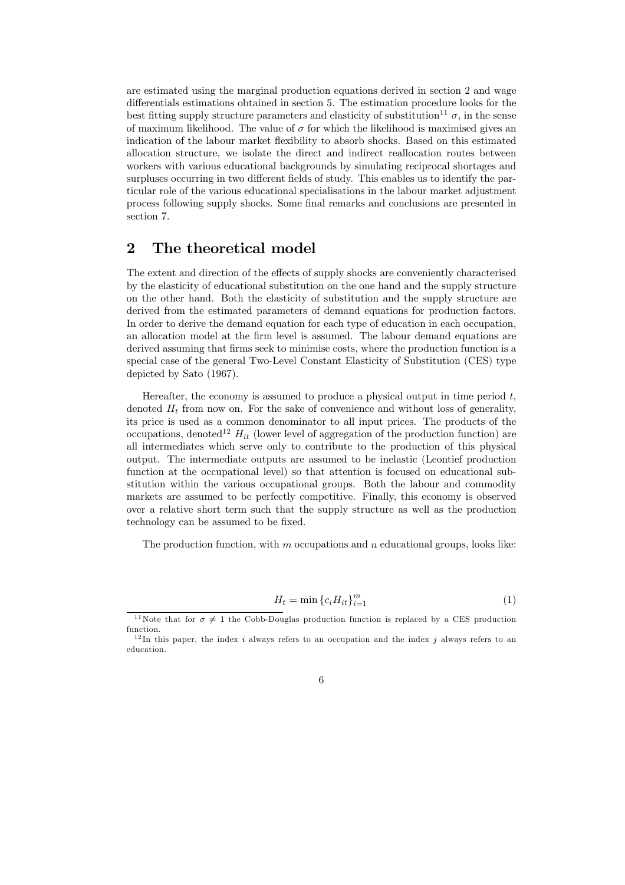are estimated using the marginal production equations derived in section 2 and wage differentials estimations obtained in section 5. The estimation procedure looks for the best fitting supply structure parameters and elasticity of substitution[11] $\sigma$, in the sense of maximum likelihood. The value of $\sigma$ for which the likelihood is maximised gives an indication of the labour market flexibility to absorb shocks. Based on this estimated allocation structure, we isolate the direct and indirect reallocation routes between workers with various educational backgrounds by simulating reciprocal shortages and surpluses occurring in two different fields of study. This enables us to identify the particular role of the various educational specialisations in the labour market adjustment process following supply shocks. Some final remarks and conclusions are presented in section 7.

## 2 The theoretical model

The extent and direction of the effects of supply shocks are conveniently characterised by the elasticity of educational substitution on the one hand and the supply structure on the other hand. Both the elasticity of substitution and the supply structure are derived from the estimated parameters of demand equations for production factors. In order to derive the demand equation for each type of education in each occupation, an allocation model at the firm level is assumed. The labour demand equations are derived assuming that firms seek to minimise costs, where the production function is a special case of the general Two-Level Constant Elasticity of Substitution (CES) type depicted by Sato (1967).

Hereafter, the economy is assumed to produce a physical output in time period $t$, denoted $H_t$ from now on. For the sake of convenience and without loss of generality, its price is used as a common denominator to all input prices. The products of the occupations, denoted[12] $H_{it}$ (lower level of aggregation of the production function) are all intermediates which serve only to contribute to the production of this physical output. The intermediate outputs are assumed to be inelastic (Leontief production function at the occupational level) so that attention is focused on educational substitution within the various occupational groups. Both the labour and commodity markets are assumed to be perfectly competitive. Finally, this economy is observed over a relative short term such that the supply structure as well as the production technology can be assumed to be fixed.

The production function, with $m$ occupations and $n$ educational groups, looks like:

$$H_t = \min \{c_i H_{it}\}_{i=1}^{m} \tag{1}$$

[11] Note that for $\sigma \neq 1$ the Cobb-Douglas production function is replaced by a CES production function.

[12] In this paper, the index $i$ always refers to an occupation and the index $j$ always refers to an education.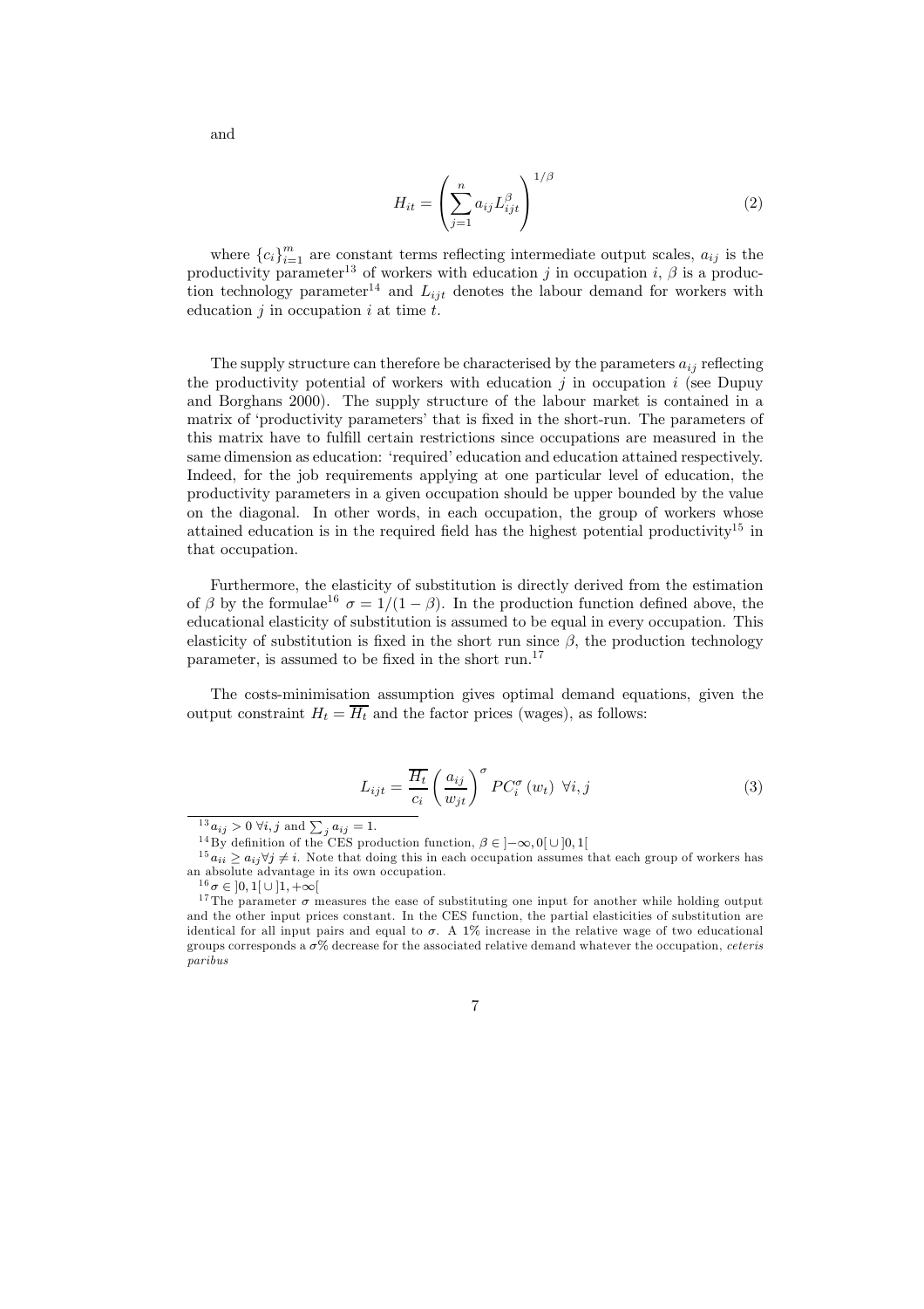and

$$H_{it} = \left( \sum_{j=1}^{n} a_{ij} L_{ijt}^{\beta} \right)^{1/\beta} \tag{2}$$

where $\{c_i\}_{i=1}^{m}$ are constant terms reflecting intermediate output scales, $a_{ij}$ is the productivity parameter[13] of workers with education $j$ in occupation $i$, $\beta$ is a production technology parameter[14] and $L_{ijt}$ denotes the labour demand for workers with education $j$ in occupation $i$ at time $t$.

The supply structure can therefore be characterised by the parameters $a_{ij}$ reflecting the productivity potential of workers with education $j$ in occupation $i$ (see Dupuy and Borghans 2000). The supply structure of the labour market is contained in a matrix of 'productivity parameters' that is fixed in the short-run. The parameters of this matrix have to fulfill certain restrictions since occupations are measured in the same dimension as education: 'required' education and education attained respectively. Indeed, for the job requirements applying at one particular level of education, the productivity parameters in a given occupation should be upper bounded by the value on the diagonal. In other words, in each occupation, the group of workers whose attained education is in the required field has the highest potential productivity[15] in that occupation.

Furthermore, the elasticity of substitution is directly derived from the estimation of $\beta$ by the formulae[16] $\sigma = 1/(1-\beta)$. In the production function defined above, the educational elasticity of substitution is assumed to be equal in every occupation. This elasticity of substitution is fixed in the short run since $\beta$, the production technology parameter, is assumed to be fixed in the short run.[17]

The costs-minimisation assumption gives optimal demand equations, given the output constraint $H_t = \overline{H_t}$ and the factor prices (wages), as follows:

$$L_{ijt} = \frac{\overline{H_t}}{c_i} \left( \frac{a_{ij}}{w_{jt}} \right)^{\sigma} PC_i^{\sigma}(w_t) \ \ \forall i, j \tag{3}$$

---

[13] $a_{ij} > 0 \ \forall i, j$ and $\sum_j a_{ij} = 1$.

[14] By definition of the CES production function, $\beta \in ]-\infty, 0[ \cup ]0, 1[$

[15] $a_{ii} \geq a_{ij} \forall j \neq i$. Note that doing this in each occupation assumes that each group of workers has an absolute advantage in its own occupation.

[16] $\sigma \in ]0, 1[ \cup ]1, +\infty[$

[17] The parameter $\sigma$ measures the ease of substituting one input for another while holding output and the other input prices constant. In the CES function, the partial elasticities of substitution are identical for all input pairs and equal to $\sigma$. A 1% increase in the relative wage of two educational groups corresponds a $\sigma$% decrease for the associated relative demand whatever the occupation, *ceteris paribus*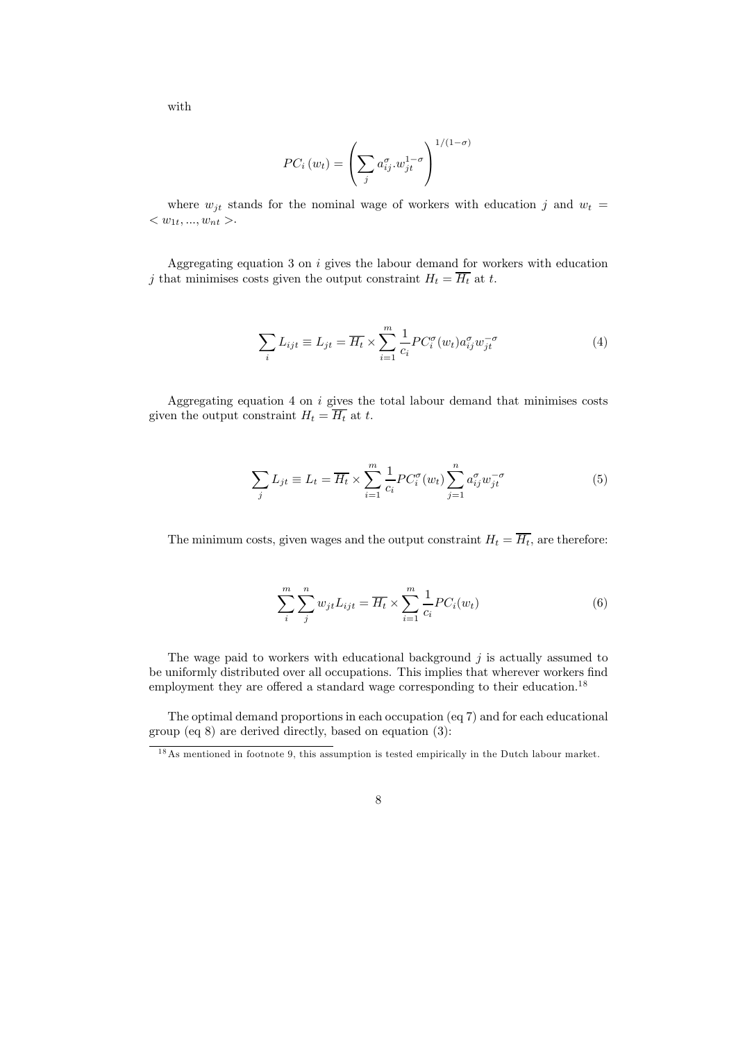with

$$PC_i\left(w_t\right) = \left( \sum_j a_{ij}^{\sigma}.w_{jt}^{1-\sigma} \right)^{1/(1-\sigma)}$$

where $w_{jt}$ stands for the nominal wage of workers with education $j$ and $w_t = < w_{1t}, ..., w_{nt} >$.

Aggregating equation 3 on $i$ gives the labour demand for workers with education $j$ that minimises costs given the output constraint $H_t = \overline{H_t}$ at $t$.

$$\sum_i L_{ijt} \equiv L_{jt} = \overline{H_t} \times \sum_{i=1}^{m} \frac{1}{c_i} PC_i^{\sigma}(w_t) a_{ij}^{\sigma} w_{jt}^{-\sigma} \tag{4}$$

Aggregating equation 4 on $i$ gives the total labour demand that minimises costs given the output constraint $H_t = \overline{H_t}$ at $t$.

$$\sum_j L_{jt} \equiv L_t = \overline{H_t} \times \sum_{i=1}^{m} \frac{1}{c_i} PC_i^{\sigma}(w_t) \sum_{j=1}^{n} a_{ij}^{\sigma} w_{jt}^{-\sigma} \tag{5}$$

The minimum costs, given wages and the output constraint $H_t = \overline{H_t}$, are therefore:

$$\sum_i^m \sum_j^n w_{jt} L_{ijt} = \overline{H_t} \times \sum_{i=1}^{m} \frac{1}{c_i} PC_i(w_t) \tag{6}$$

The wage paid to workers with educational background $j$ is actually assumed to be uniformly distributed over all occupations. This implies that wherever workers find employment they are offered a standard wage corresponding to their education.[18]

The optimal demand proportions in each occupation (eq 7) and for each educational group (eq 8) are derived directly, based on equation (3):

[18] As mentioned in footnote 9, this assumption is tested empirically in the Dutch labour market.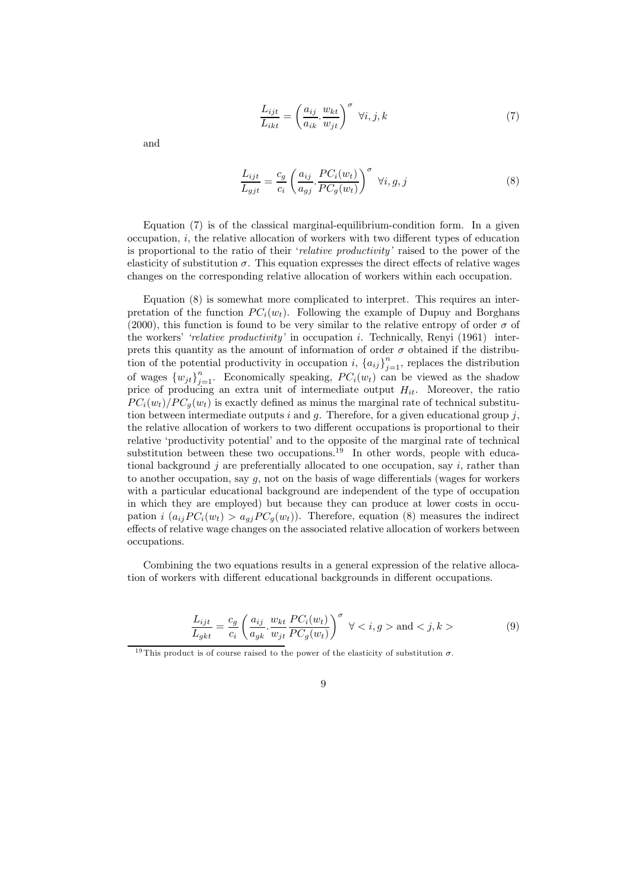$$\frac{L_{ijt}}{L_{ikt}} = \left(\frac{a_{ij}}{a_{ik}}.\frac{w_{kt}}{w_{jt}}\right)^{\sigma} \;\; \forall i,j,k \tag{7}$$

and

$$\frac{L_{ijt}}{L_{gjt}} = \frac{c_g}{c_i}\left(\frac{a_{ij}}{a_{gj}}.\frac{PC_i(w_t)}{PC_g(w_t)}\right)^{\sigma} \;\; \forall i,g,j \tag{8}$$

Equation (7) is of the classical marginal-equilibrium-condition form. In a given occupation, $i$, the relative allocation of workers with two different types of education is proportional to the ratio of their '*relative productivity*' raised to the power of the elasticity of substitution $\sigma$. This equation expresses the direct effects of relative wages changes on the corresponding relative allocation of workers within each occupation.

Equation (8) is somewhat more complicated to interpret. This requires an interpretation of the function $PC_i(w_t)$. Following the example of Dupuy and Borghans (2000), this function is found to be very similar to the relative entropy of order $\sigma$ of the workers' *'relative productivity'* in occupation $i$. Technically, Renyi (1961) interprets this quantity as the amount of information of order $\sigma$ obtained if the distribution of the potential productivity in occupation $i$, $\{a_{ij}\}_{j=1}^{n}$, replaces the distribution of wages $\{w_{jt}\}_{j=1}^{n}$. Economically speaking, $PC_i(w_t)$ can be viewed as the shadow price of producing an extra unit of intermediate output $H_{it}$. Moreover, the ratio $PC_i(w_t)/PC_g(w_t)$ is exactly defined as minus the marginal rate of technical substitution between intermediate outputs $i$ and $g$. Therefore, for a given educational group $j$, the relative allocation of workers to two different occupations is proportional to their relative 'productivity potential' and to the opposite of the marginal rate of technical substitution between these two occupations.[19] In other words, people with educational background $j$ are preferentially allocated to one occupation, say $i$, rather than to another occupation, say $g$, not on the basis of wage differentials (wages for workers with a particular educational background are independent of the type of occupation in which they are employed) but because they can produce at lower costs in occupation $i$ ($a_{ij}PC_i(w_t) > a_{gj}PC_g(w_t)$). Therefore, equation (8) measures the indirect effects of relative wage changes on the associated relative allocation of workers between occupations.

Combining the two equations results in a general expression of the relative allocation of workers with different educational backgrounds in different occupations.

$$\frac{L_{ijt}}{L_{gkt}} = \frac{c_g}{c_i}\left(\frac{a_{ij}}{a_{gk}}.\frac{w_{kt}}{w_{jt}}\frac{PC_i(w_t)}{PC_g(w_t)}\right)^{\sigma} \;\; \forall <i,g> \text{and} <j,k> \tag{9}$$

[19] This product is of course raised to the power of the elasticity of substitution $\sigma$.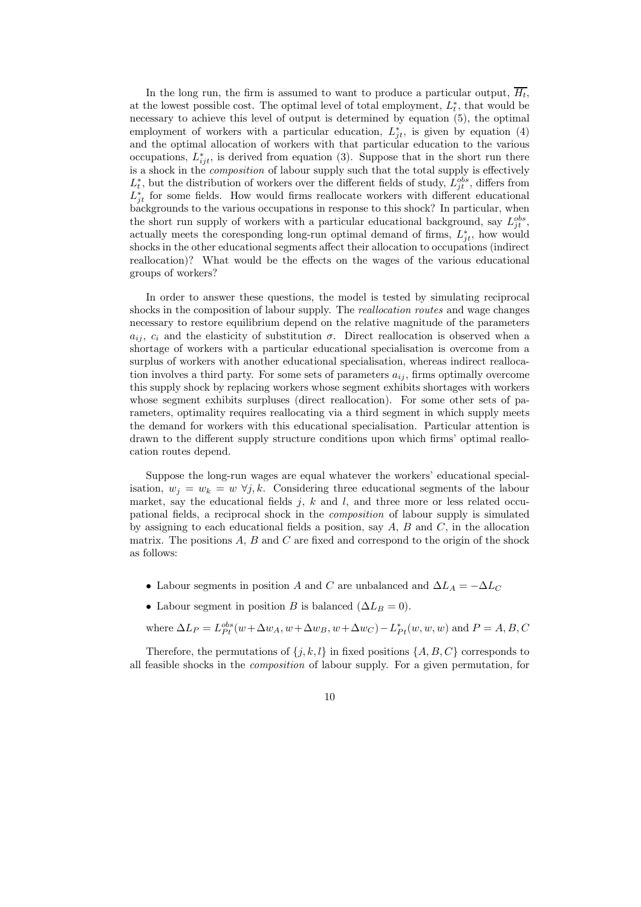In the long run, the firm is assumed to want to produce a particular output, $\overline{H_t}$, at the lowest possible cost. The optimal level of total employment, $L_t^*$, that would be necessary to achieve this level of output is determined by equation (5), the optimal employment of workers with a particular education, $L_{jt}^*$, is given by equation (4) and the optimal allocation of workers with that particular education to the various occupations, $L_{ijt}^*$, is derived from equation (3). Suppose that in the short run there is a shock in the *composition* of labour supply such that the total supply is effectively $L_t^*$, but the distribution of workers over the different fields of study, $L_{jt}^{obs}$, differs from $L_{jt}^*$ for some fields. How would firms reallocate workers with different educational backgrounds to the various occupations in response to this shock? In particular, when the short run supply of workers with a particular educational background, say $L_{jt}^{obs}$, actually meets the coresponding long-run optimal demand of firms, $L_{jt}^*$, how would shocks in the other educational segments affect their allocation to occupations (indirect reallocation)? What would be the effects on the wages of the various educational groups of workers?

In order to answer these questions, the model is tested by simulating reciprocal shocks in the composition of labour supply. The *reallocation routes* and wage changes necessary to restore equilibrium depend on the relative magnitude of the parameters $a_{ij}$, $c_i$ and the elasticity of substitution $\sigma$. Direct reallocation is observed when a shortage of workers with a particular educational specialisation is overcome from a surplus of workers with another educational specialisation, whereas indirect reallocation involves a third party. For some sets of parameters $a_{ij}$, firms optimally overcome this supply shock by replacing workers whose segment exhibits shortages with workers whose segment exhibits surpluses (direct reallocation). For some other sets of parameters, optimality requires reallocating via a third segment in which supply meets the demand for workers with this educational specialisation. Particular attention is drawn to the different supply structure conditions upon which firms' optimal reallocation routes depend.

Suppose the long-run wages are equal whatever the workers' educational specialisation, $w_j = w_k = w \; \forall j, k$. Considering three educational segments of the labour market, say the educational fields $j$, $k$ and $l$, and three more or less related occupational fields, a reciprocal shock in the *composition* of labour supply is simulated by assigning to each educational fields a position, say $A$, $B$ and $C$, in the allocation matrix. The positions $A$, $B$ and $C$ are fixed and correspond to the origin of the shock as follows:

- Labour segments in position $A$ and $C$ are unbalanced and $\Delta L_A = -\Delta L_C$
- Labour segment in position $B$ is balanced ($\Delta L_B = 0$).

where $\Delta L_P = L_{Pt}^{obs}(w+\Delta w_A, w+\Delta w_B, w+\Delta w_C) - L_{Pt}^*(w, w, w)$ and $P = A, B, C$

Therefore, the permutations of $\{j, k, l\}$ in fixed positions $\{A, B, C\}$ corresponds to all feasible shocks in the *composition* of labour supply. For a given permutation, for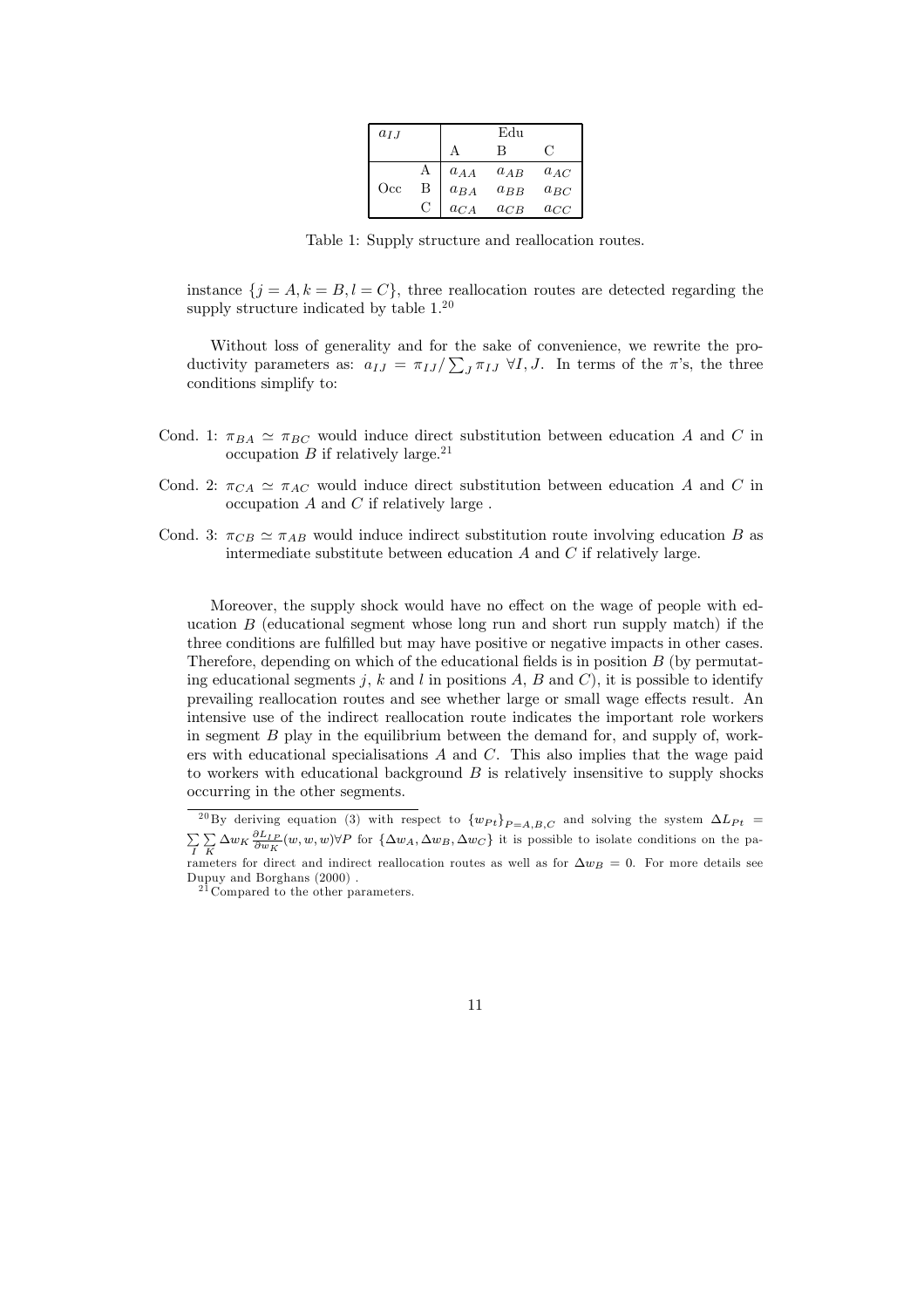| $a_{IJ}$ | | Edu | | |
|---|---|---|---|---|
| | | A | B | C |
| Occ | A | $a_{AA}$ | $a_{AB}$ | $a_{AC}$ |
| | B | $a_{BA}$ | $a_{BB}$ | $a_{BC}$ |
| | C | $a_{CA}$ | $a_{CB}$ | $a_{CC}$ |

Table 1: Supply structure and reallocation routes.

instance $\{j = A, k = B, l = C\}$, three reallocation routes are detected regarding the supply structure indicated by table 1.[20]

Without loss of generality and for the sake of convenience, we rewrite the productivity parameters as: $a_{IJ} = \pi_{IJ}/\sum_J \pi_{IJ}$ $\forall I, J$. In terms of the $\pi$'s, the three conditions simplify to:

Cond. 1: $\pi_{BA} \simeq \pi_{BC}$ would induce direct substitution between education $A$ and $C$ in occupation $B$ if relatively large.[21]

Cond. 2: $\pi_{CA} \simeq \pi_{AC}$ would induce direct substitution between education $A$ and $C$ in occupation $A$ and $C$ if relatively large .

Cond. 3: $\pi_{CB} \simeq \pi_{AB}$ would induce indirect substitution route involving education $B$ as intermediate substitute between education $A$ and $C$ if relatively large.

Moreover, the supply shock would have no effect on the wage of people with education $B$ (educational segment whose long run and short run supply match) if the three conditions are fulfilled but may have positive or negative impacts in other cases. Therefore, depending on which of the educational fields is in position $B$ (by permutating educational segments $j$, $k$ and $l$ in positions $A$, $B$ and $C$), it is possible to identify prevailing reallocation routes and see whether large or small wage effects result. An intensive use of the indirect reallocation route indicates the important role workers in segment $B$ play in the equilibrium between the demand for, and supply of, workers with educational specialisations $A$ and $C$. This also implies that the wage paid to workers with educational background $B$ is relatively insensitive to supply shocks occurring in the other segments.

[20] By deriving equation (3) with respect to $\{w_{Pt}\}_{P=A,B,C}$ and solving the system $\Delta L_{Pt} = \sum_I \sum_K \Delta w_K \frac{\partial L_{IP}}{\partial w_K}(w, w, w) \forall P$ for $\{\Delta w_A, \Delta w_B, \Delta w_C\}$ it is possible to isolate conditions on the parameters for direct and indirect reallocation routes as well as for $\Delta w_B = 0$. For more details see Dupuy and Borghans (2000) .

[21] Compared to the other parameters.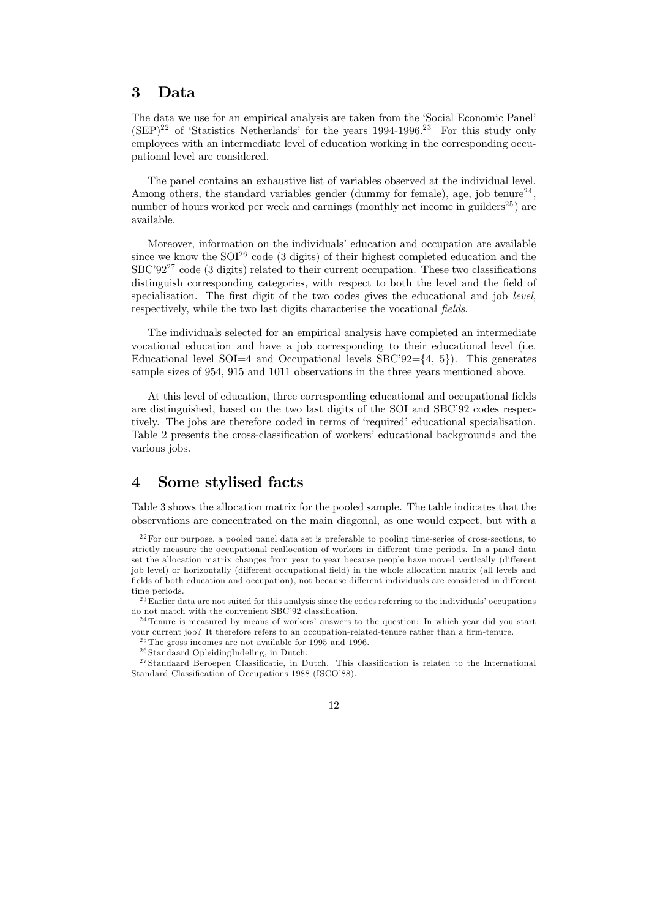## 3 Data

The data we use for an empirical analysis are taken from the 'Social Economic Panel' (SEP)[22] of 'Statistics Netherlands' for the years 1994-1996.[23] For this study only employees with an intermediate level of education working in the corresponding occupational level are considered.

The panel contains an exhaustive list of variables observed at the individual level. Among others, the standard variables gender (dummy for female), age, job tenure[24], number of hours worked per week and earnings (monthly net income in guilders[25]) are available.

Moreover, information on the individuals' education and occupation are available since we know the SOI[26] code (3 digits) of their highest completed education and the SBC'92[27] code (3 digits) related to their current occupation. These two classifications distinguish corresponding categories, with respect to both the level and the field of specialisation. The first digit of the two codes gives the educational and job *level*, respectively, while the two last digits characterise the vocational *fields*.

The individuals selected for an empirical analysis have completed an intermediate vocational education and have a job corresponding to their educational level (i.e. Educational level SOI=4 and Occupational levels SBC'92={4, 5}). This generates sample sizes of 954, 915 and 1011 observations in the three years mentioned above.

At this level of education, three corresponding educational and occupational fields are distinguished, based on the two last digits of the SOI and SBC'92 codes respectively. The jobs are therefore coded in terms of 'required' educational specialisation. Table 2 presents the cross-classification of workers' educational backgrounds and the various jobs.

## 4 Some stylised facts

Table 3 shows the allocation matrix for the pooled sample. The table indicates that the observations are concentrated on the main diagonal, as one would expect, but with a

---

[22] For our purpose, a pooled panel data set is preferable to pooling time-series of cross-sections, to strictly measure the occupational reallocation of workers in different time periods. In a panel data set the allocation matrix changes from year to year because people have moved vertically (different job level) or horizontally (different occupational field) in the whole allocation matrix (all levels and fields of both education and occupation), not because different individuals are considered in different time periods.

[23] Earlier data are not suited for this analysis since the codes referring to the individuals' occupations do not match with the convenient SBC'92 classification.

[24] Tenure is measured by means of workers' answers to the question: In which year did you start your current job? It therefore refers to an occupation-related-tenure rather than a firm-tenure.

[25] The gross incomes are not available for 1995 and 1996.

[26] Standaard OpleidingIndeling, in Dutch.

[27] Standaard Beroepen Classificatie, in Dutch. This classification is related to the International Standard Classification of Occupations 1988 (ISCO'88).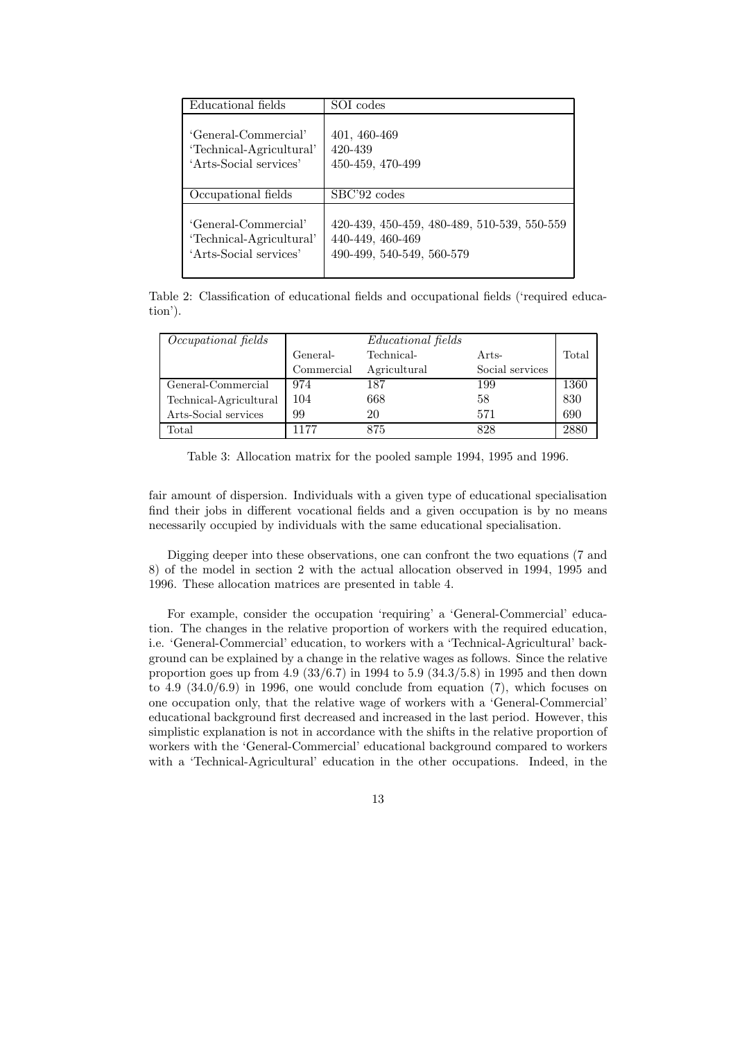| Educational fields | SOI codes |
|---|---|
| 'General-Commercial' | 401, 460-469 |
| 'Technical-Agricultural' | 420-439 |
| 'Arts-Social services' | 450-459, 470-499 |
| **Occupational fields** | **SBC'92 codes** |
| 'General-Commercial' | 420-439, 450-459, 480-489, 510-539, 550-559 |
| 'Technical-Agricultural' | 440-449, 460-469 |
| 'Arts-Social services' | 490-499, 540-549, 560-579 |

Table 2: Classification of educational fields and occupational fields ('required education').

| *Occupational fields* | *Educational fields* | | | |
|---|---|---|---|---|
| | General-Commercial | Technical-Agricultural | Arts-Social services | Total |
| General-Commercial | 974 | 187 | 199 | 1360 |
| Technical-Agricultural | 104 | 668 | 58 | 830 |
| Arts-Social services | 99 | 20 | 571 | 690 |
| Total | 1177 | 875 | 828 | 2880 |

Table 3: Allocation matrix for the pooled sample 1994, 1995 and 1996.

fair amount of dispersion. Individuals with a given type of educational specialisation find their jobs in different vocational fields and a given occupation is by no means necessarily occupied by individuals with the same educational specialisation.

Digging deeper into these observations, one can confront the two equations (7 and 8) of the model in section 2 with the actual allocation observed in 1994, 1995 and 1996. These allocation matrices are presented in table 4.

For example, consider the occupation 'requiring' a 'General-Commercial' education. The changes in the relative proportion of workers with the required education, i.e. 'General-Commercial' education, to workers with a 'Technical-Agricultural' background can be explained by a change in the relative wages as follows. Since the relative proportion goes up from 4.9 (33/6.7) in 1994 to 5.9 (34.3/5.8) in 1995 and then down to 4.9 (34.0/6.9) in 1996, one would conclude from equation (7), which focuses on one occupation only, that the relative wage of workers with a 'General-Commercial' educational background first decreased and increased in the last period. However, this simplistic explanation is not in accordance with the shifts in the relative proportion of workers with the 'General-Commercial' educational background compared to workers with a 'Technical-Agricultural' education in the other occupations. Indeed, in the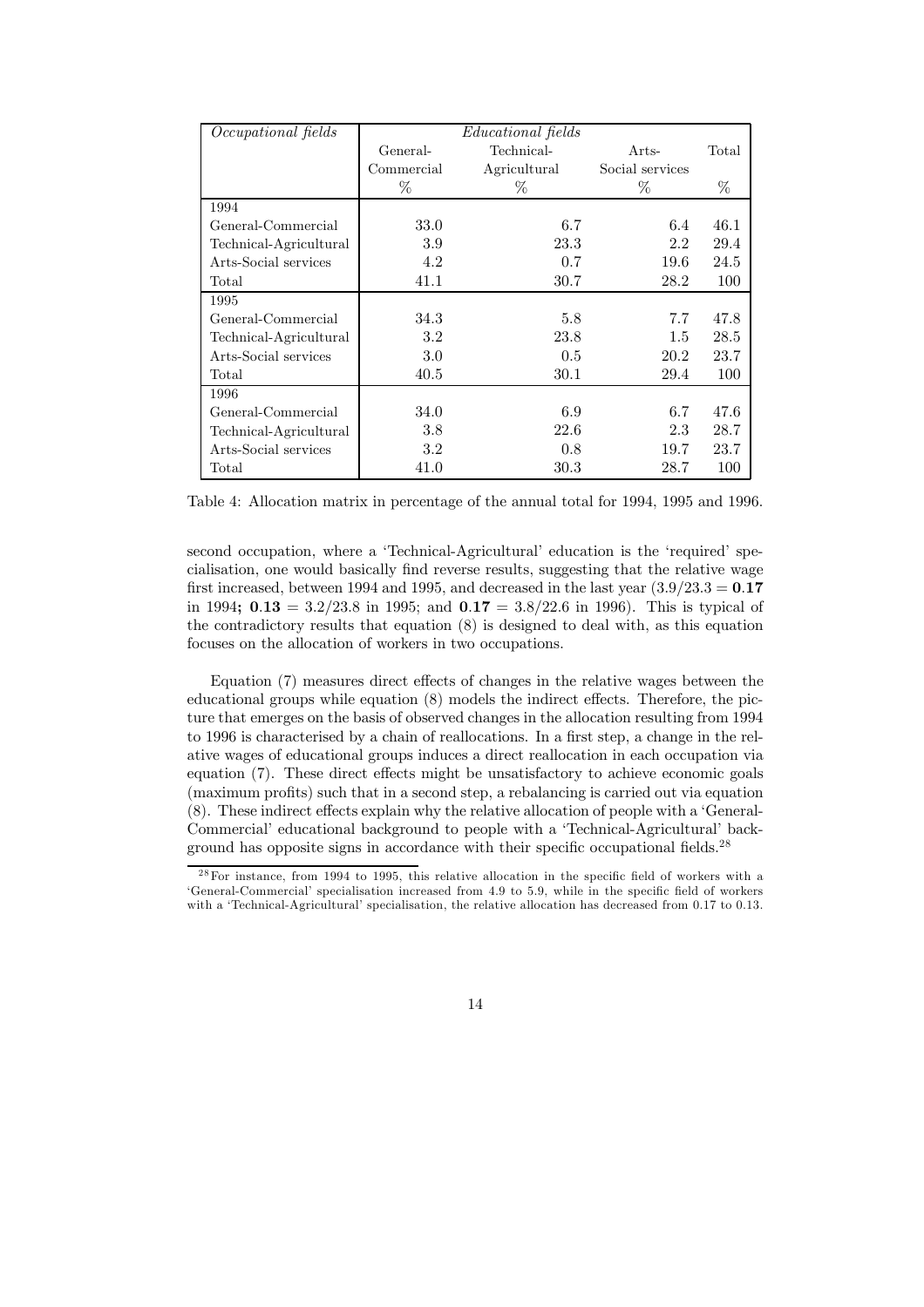| *Occupational fields* | *Educational fields* | | | |
|---|---|---|---|---|
| | General-Commercial | Technical-Agricultural | Arts-Social services | Total |
| | % | % | % | % |
| 1994 | | | | |
| General-Commercial | 33.0 | 6.7 | 6.4 | 46.1 |
| Technical-Agricultural | 3.9 | 23.3 | 2.2 | 29.4 |
| Arts-Social services | 4.2 | 0.7 | 19.6 | 24.5 |
| Total | 41.1 | 30.7 | 28.2 | 100 |
| 1995 | | | | |
| General-Commercial | 34.3 | 5.8 | 7.7 | 47.8 |
| Technical-Agricultural | 3.2 | 23.8 | 1.5 | 28.5 |
| Arts-Social services | 3.0 | 0.5 | 20.2 | 23.7 |
| Total | 40.5 | 30.1 | 29.4 | 100 |
| 1996 | | | | |
| General-Commercial | 34.0 | 6.9 | 6.7 | 47.6 |
| Technical-Agricultural | 3.8 | 22.6 | 2.3 | 28.7 |
| Arts-Social services | 3.2 | 0.8 | 19.7 | 23.7 |
| Total | 41.0 | 30.3 | 28.7 | 100 |

Table 4: Allocation matrix in percentage of the annual total for 1994, 1995 and 1996.

second occupation, where a 'Technical-Agricultural' education is the 'required' specialisation, one would basically find reverse results, suggesting that the relative wage first increased, between 1994 and 1995, and decreased in the last year ($3.9/23.3 = \mathbf{0.17}$ in 1994**;** $\mathbf{0.13} = 3.2/23.8$ in 1995; and $\mathbf{0.17} = 3.8/22.6$ in 1996). This is typical of the contradictory results that equation (8) is designed to deal with, as this equation focuses on the allocation of workers in two occupations.

Equation (7) measures direct effects of changes in the relative wages between the educational groups while equation (8) models the indirect effects. Therefore, the picture that emerges on the basis of observed changes in the allocation resulting from 1994 to 1996 is characterised by a chain of reallocations. In a first step, a change in the relative wages of educational groups induces a direct reallocation in each occupation via equation (7). These direct effects might be unsatisfactory to achieve economic goals (maximum profits) such that in a second step, a rebalancing is carried out via equation (8). These indirect effects explain why the relative allocation of people with a 'General-Commercial' educational background to people with a 'Technical-Agricultural' background has opposite signs in accordance with their specific occupational fields.[28]

[28] For instance, from 1994 to 1995, this relative allocation in the specific field of workers with a 'General-Commercial' specialisation increased from 4.9 to 5.9, while in the specific field of workers with a 'Technical-Agricultural' specialisation, the relative allocation has decreased from 0.17 to 0.13.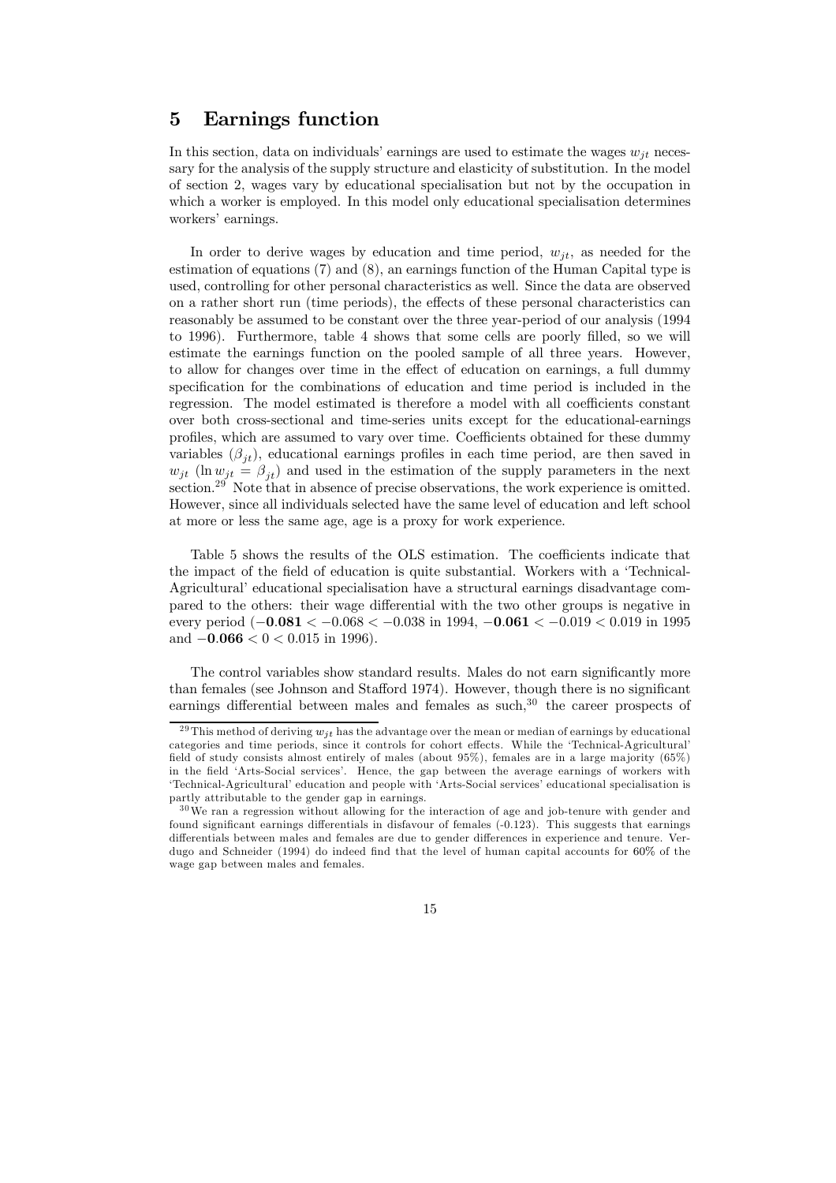## 5 Earnings function

In this section, data on individuals' earnings are used to estimate the wages $w_{jt}$ necessary for the analysis of the supply structure and elasticity of substitution. In the model of section 2, wages vary by educational specialisation but not by the occupation in which a worker is employed. In this model only educational specialisation determines workers' earnings.

In order to derive wages by education and time period, $w_{jt}$, as needed for the estimation of equations (7) and (8), an earnings function of the Human Capital type is used, controlling for other personal characteristics as well. Since the data are observed on a rather short run (time periods), the effects of these personal characteristics can reasonably be assumed to be constant over the three year-period of our analysis (1994 to 1996). Furthermore, table 4 shows that some cells are poorly filled, so we will estimate the earnings function on the pooled sample of all three years. However, to allow for changes over time in the effect of education on earnings, a full dummy specification for the combinations of education and time period is included in the regression. The model estimated is therefore a model with all coefficients constant over both cross-sectional and time-series units except for the educational-earnings profiles, which are assumed to vary over time. Coefficients obtained for these dummy variables ($\beta_{jt}$), educational earnings profiles in each time period, are then saved in $w_{jt}$ ($\ln w_{jt} = \beta_{jt}$) and used in the estimation of the supply parameters in the next section.[29] Note that in absence of precise observations, the work experience is omitted. However, since all individuals selected have the same level of education and left school at more or less the same age, age is a proxy for work experience.

Table 5 shows the results of the OLS estimation. The coefficients indicate that the impact of the field of education is quite substantial. Workers with a 'Technical-Agricultural' educational specialisation have a structural earnings disadvantage compared to the others: their wage differential with the two other groups is negative in every period ($\mathbf{-0.081} < -0.068 < -0.038$ in 1994, $\mathbf{-0.061} < -0.019 < 0.019$ in 1995 and $\mathbf{-0.066} < 0 < 0.015$ in 1996).

The control variables show standard results. Males do not earn significantly more than females (see Johnson and Stafford 1974). However, though there is no significant earnings differential between males and females as such,[30] the career prospects of

[29] This method of deriving $w_{jt}$ has the advantage over the mean or median of earnings by educational categories and time periods, since it controls for cohort effects. While the 'Technical-Agricultural' field of study consists almost entirely of males (about 95%), females are in a large majority (65%) in the field 'Arts-Social services'. Hence, the gap between the average earnings of workers with 'Technical-Agricultural' education and people with 'Arts-Social services' educational specialisation is partly attributable to the gender gap in earnings.

[30] We ran a regression without allowing for the interaction of age and job-tenure with gender and found significant earnings differentials in disfavour of females (-0.123). This suggests that earnings differentials between males and females are due to gender differences in experience and tenure. Verdugo and Schneider (1994) do indeed find that the level of human capital accounts for 60% of the wage gap between males and females.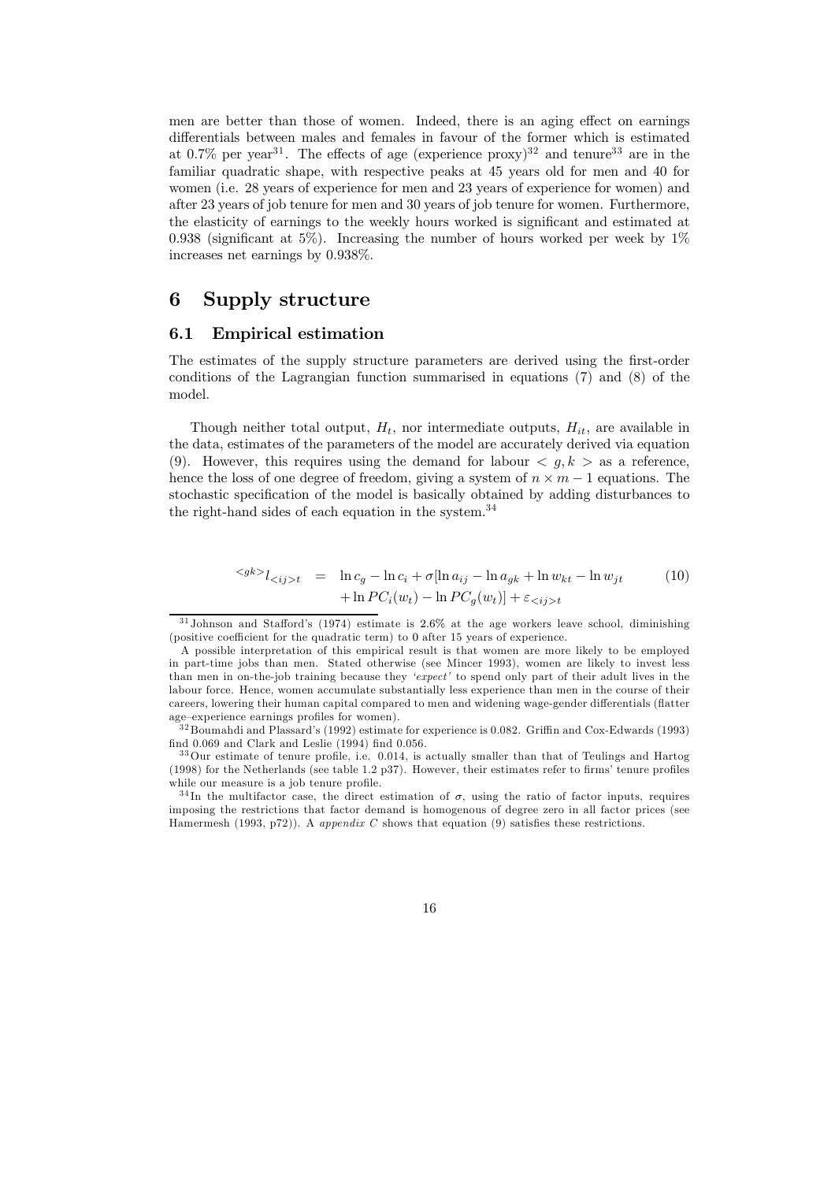men are better than those of women. Indeed, there is an aging effect on earnings differentials between males and females in favour of the former which is estimated at 0.7% per year[31]. The effects of age (experience proxy)[32] and tenure[33] are in the familiar quadratic shape, with respective peaks at 45 years old for men and 40 for women (i.e. 28 years of experience for men and 23 years of experience for women) and after 23 years of job tenure for men and 30 years of job tenure for women. Furthermore, the elasticity of earnings to the weekly hours worked is significant and estimated at 0.938 (significant at 5%). Increasing the number of hours worked per week by 1% increases net earnings by 0.938%.

# 6 Supply structure

## 6.1 Empirical estimation

The estimates of the supply structure parameters are derived using the first-order conditions of the Lagrangian function summarised in equations (7) and (8) of the model.

Though neither total output, $H_t$, nor intermediate outputs, $H_{it}$, are available in the data, estimates of the parameters of the model are accurately derived via equation (9). However, this requires using the demand for labour $< g, k >$ as a reference, hence the loss of one degree of freedom, giving a system of $n \times m - 1$ equations. The stochastic specification of the model is basically obtained by adding disturbances to the right-hand sides of each equation in the system.[34]

$$
\begin{aligned}
{}^{<gk>}l_{<ij>t} \quad = \quad & \ln c_g - \ln c_i + \sigma[\ln a_{ij} - \ln a_{gk} + \ln w_{kt} - \ln w_{jt} \\
& + \ln PC_i(w_t) - \ln PC_g(w_t)] + \varepsilon_{<ij>t}
\end{aligned}
\tag{10}
$$

---

[31] Johnson and Stafford's (1974) estimate is 2.6% at the age workers leave school, diminishing (positive coefficient for the quadratic term) to 0 after 15 years of experience.

A possible interpretation of this empirical result is that women are more likely to be employed in part-time jobs than men. Stated otherwise (see Mincer 1993), women are likely to invest less than men in on-the-job training because they *'expect'* to spend only part of their adult lives in the labour force. Hence, women accumulate substantially less experience than men in the course of their careers, lowering their human capital compared to men and widening wage-gender differentials (flatter age–experience earnings profiles for women).

[32] Boumahdi and Plassard's (1992) estimate for experience is 0.082. Griffin and Cox-Edwards (1993) find 0.069 and Clark and Leslie (1994) find 0.056.

[33] Our estimate of tenure profile, i.e. 0.014, is actually smaller than that of Teulings and Hartog (1998) for the Netherlands (see table 1.2 p37). However, their estimates refer to firms' tenure profiles while our measure is a job tenure profile.

[34] In the multifactor case, the direct estimation of $\sigma$, using the ratio of factor inputs, requires imposing the restrictions that factor demand is homogenous of degree zero in all factor prices (see Hamermesh (1993, p72)). A *appendix C* shows that equation (9) satisfies these restrictions.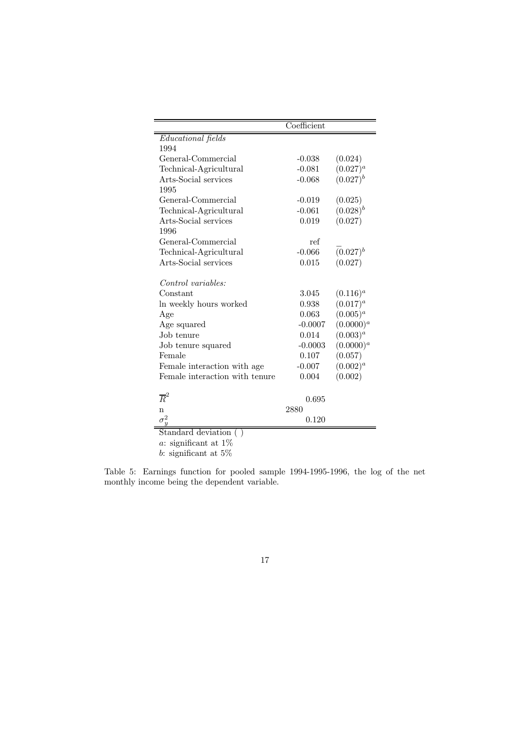| | Coefficient | |
|---|---|---|
| *Educational fields* | | |
| 1994 | | |
| General-Commercial | -0.038 | (0.024) |
| Technical-Agricultural | -0.081 | $(0.027)^a$ |
| Arts-Social services | -0.068 | $(0.027)^b$ |
| 1995 | | |
| General-Commercial | -0.019 | (0.025) |
| Technical-Agricultural | -0.061 | $(0.028)^b$ |
| Arts-Social services | 0.019 | (0.027) |
| 1996 | | |
| General-Commercial | ref | _ |
| Technical-Agricultural | -0.066 | $(0.027)^b$ |
| Arts-Social services | 0.015 | (0.027) |
| | | |
| *Control variables:* | | |
| Constant | 3.045 | $(0.116)^a$ |
| ln weekly hours worked | 0.938 | $(0.017)^a$ |
| Age | 0.063 | $(0.005)^a$ |
| Age squared | -0.0007 | $(0.0000)^a$ |
| Job tenure | 0.014 | $(0.003)^a$ |
| Job tenure squared | -0.0003 | $(0.0000)^a$ |
| Female | 0.107 | (0.057) |
| Female interaction with age | -0.007 | $(0.002)^a$ |
| Female interaction with tenure | 0.004 | (0.002) |
| | | |
| $\overline{R}^2$ | 0.695 | |
| n | 2880 | |
| $\sigma_y^2$ | 0.120 | |

Standard deviation ( )

*a*: significant at 1%

*b*: significant at 5%

Table 5: Earnings function for pooled sample 1994-1995-1996, the log of the net monthly income being the dependent variable.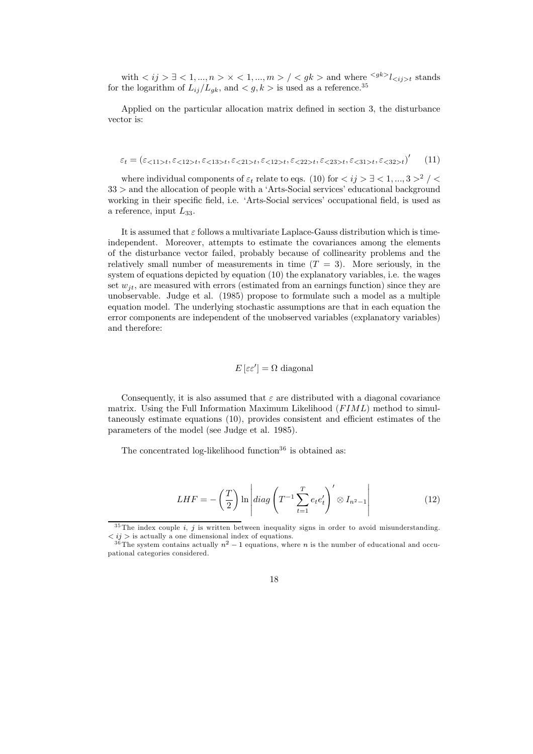with $< ij > \exists < 1, ..., n > \times < 1, ..., m > / < gk >$ and where ${}^{<gk>}l_{<ij>t}$ stands for the logarithm of $L_{ij}/L_{gk}$, and $< g, k >$ is used as a reference.[35]

Applied on the particular allocation matrix defined in section 3, the disturbance vector is:

$$\varepsilon_t = (\varepsilon_{<11>t}, \varepsilon_{<12>t}, \varepsilon_{<13>t}, \varepsilon_{<21>t}, \varepsilon_{<12>t}, \varepsilon_{<22>t}, \varepsilon_{<23>t}, \varepsilon_{<31>t}, \varepsilon_{<32>t})' \tag{11}$$

where individual components of $\varepsilon_t$ relate to eqs. (10) for $< ij > \exists < 1, ..., 3 >^2 / < 33 >$ and the allocation of people with a 'Arts-Social services' educational background working in their specific field, i.e. 'Arts-Social services' occupational field, is used as a reference, input $L_{33}$.

It is assumed that $\varepsilon$ follows a multivariate Laplace-Gauss distribution which is time-independent. Moreover, attempts to estimate the covariances among the elements of the disturbance vector failed, probably because of collinearity problems and the relatively small number of measurements in time ($T = 3$). More seriously, in the system of equations depicted by equation (10) the explanatory variables, i.e. the wages set $w_{jt}$, are measured with errors (estimated from an earnings function) since they are unobservable. Judge et al. (1985) propose to formulate such a model as a multiple equation model. The underlying stochastic assumptions are that in each equation the error components are independent of the unobserved variables (explanatory variables) and therefore:

$$E[\varepsilon\varepsilon'] = \Omega \text{ diagonal}$$

Consequently, it is also assumed that $\varepsilon$ are distributed with a diagonal covariance matrix. Using the Full Information Maximum Likelihood ($FIML$) method to simultaneously estimate equations (10), provides consistent and efficient estimates of the parameters of the model (see Judge et al. 1985).

The concentrated log-likelihood function[36] is obtained as:

$$LHF = -\left(\frac{T}{2}\right) \ln \left| diag\left(T^{-1}\sum_{t=1}^{T} e_t e_t'\right)' \otimes I_{n^2-1} \right| \tag{12}$$

---

[35] The index couple $i$, $j$ is written between inequality signs in order to avoid misunderstanding. $< ij >$ is actually a one dimensional index of equations.

[36] The system contains actually $n^2 - 1$ equations, where $n$ is the number of educational and occupational categories considered.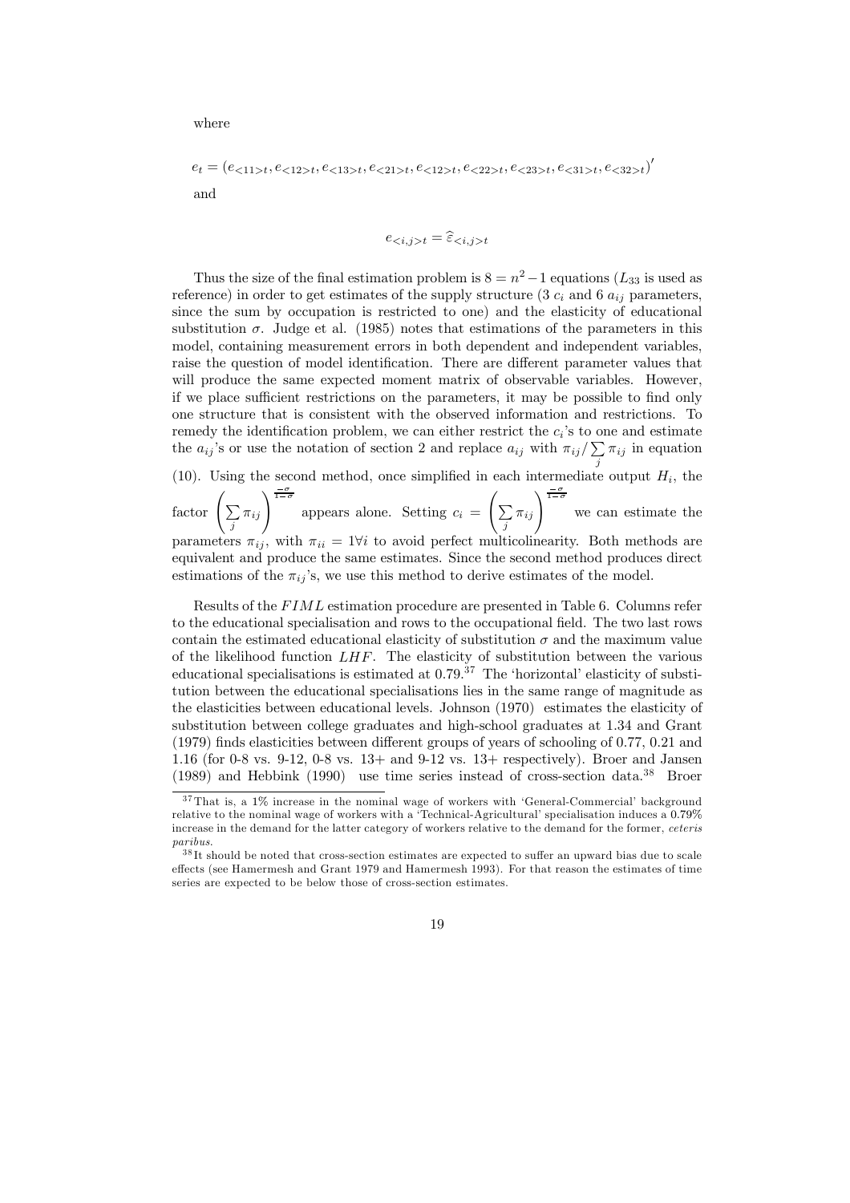where

$$e_t = (e_{<11>t}, e_{<12>t}, e_{<13>t}, e_{<21>t}, e_{<12>t}, e_{<22>t}, e_{<23>t}, e_{<31>t}, e_{<32>t})'$$

and

$$e_{<i,j>t} = \widehat{\varepsilon}_{<i,j>t}$$

Thus the size of the final estimation problem is $8 = n^2 - 1$ equations ($L_{33}$ is used as reference) in order to get estimates of the supply structure (3 $c_i$ and 6 $a_{ij}$ parameters, since the sum by occupation is restricted to one) and the elasticity of educational substitution $\sigma$. Judge et al. (1985) notes that estimations of the parameters in this model, containing measurement errors in both dependent and independent variables, raise the question of model identification. There are different parameter values that will produce the same expected moment matrix of observable variables. However, if we place sufficient restrictions on the parameters, it may be possible to find only one structure that is consistent with the observed information and restrictions. To remedy the identification problem, we can either restrict the $c_i$'s to one and estimate the $a_{ij}$'s or use the notation of section 2 and replace $a_{ij}$ with $\pi_{ij}/\sum_j \pi_{ij}$ in equation (10). Using the second method, once simplified in each intermediate output $H_i$, the factor $\left(\sum_j \pi_{ij}\right)^{\frac{-\sigma}{1-\sigma}}$ appears alone. Setting $c_i = \left(\sum_j \pi_{ij}\right)^{\frac{-\sigma}{1-\sigma}}$ we can estimate the parameters $\pi_{ij}$, with $\pi_{ii} = 1 \forall i$ to avoid perfect multicolinearity. Both methods are equivalent and produce the same estimates. Since the second method produces direct estimations of the $\pi_{ij}$'s, we use this method to derive estimates of the model.

Results of the $FIML$ estimation procedure are presented in Table 6. Columns refer to the educational specialisation and rows to the occupational field. The two last rows contain the estimated educational elasticity of substitution $\sigma$ and the maximum value of the likelihood function $LHF$. The elasticity of substitution between the various educational specialisations is estimated at 0.79.[37] The 'horizontal' elasticity of substitution between the educational specialisations lies in the same range of magnitude as the elasticities between educational levels. Johnson (1970) estimates the elasticity of substitution between college graduates and high-school graduates at 1.34 and Grant (1979) finds elasticities between different groups of years of schooling of 0.77, 0.21 and 1.16 (for 0-8 vs. 9-12, 0-8 vs. 13+ and 9-12 vs. 13+ respectively). Broer and Jansen (1989) and Hebbink (1990) use time series instead of cross-section data.[38] Broer

[37] That is, a 1% increase in the nominal wage of workers with 'General-Commercial' background relative to the nominal wage of workers with a 'Technical-Agricultural' specialisation induces a 0.79% increase in the demand for the latter category of workers relative to the demand for the former, *ceteris paribus*.

[38] It should be noted that cross-section estimates are expected to suffer an upward bias due to scale effects (see Hamermesh and Grant 1979 and Hamermesh 1993). For that reason the estimates of time series are expected to be below those of cross-section estimates.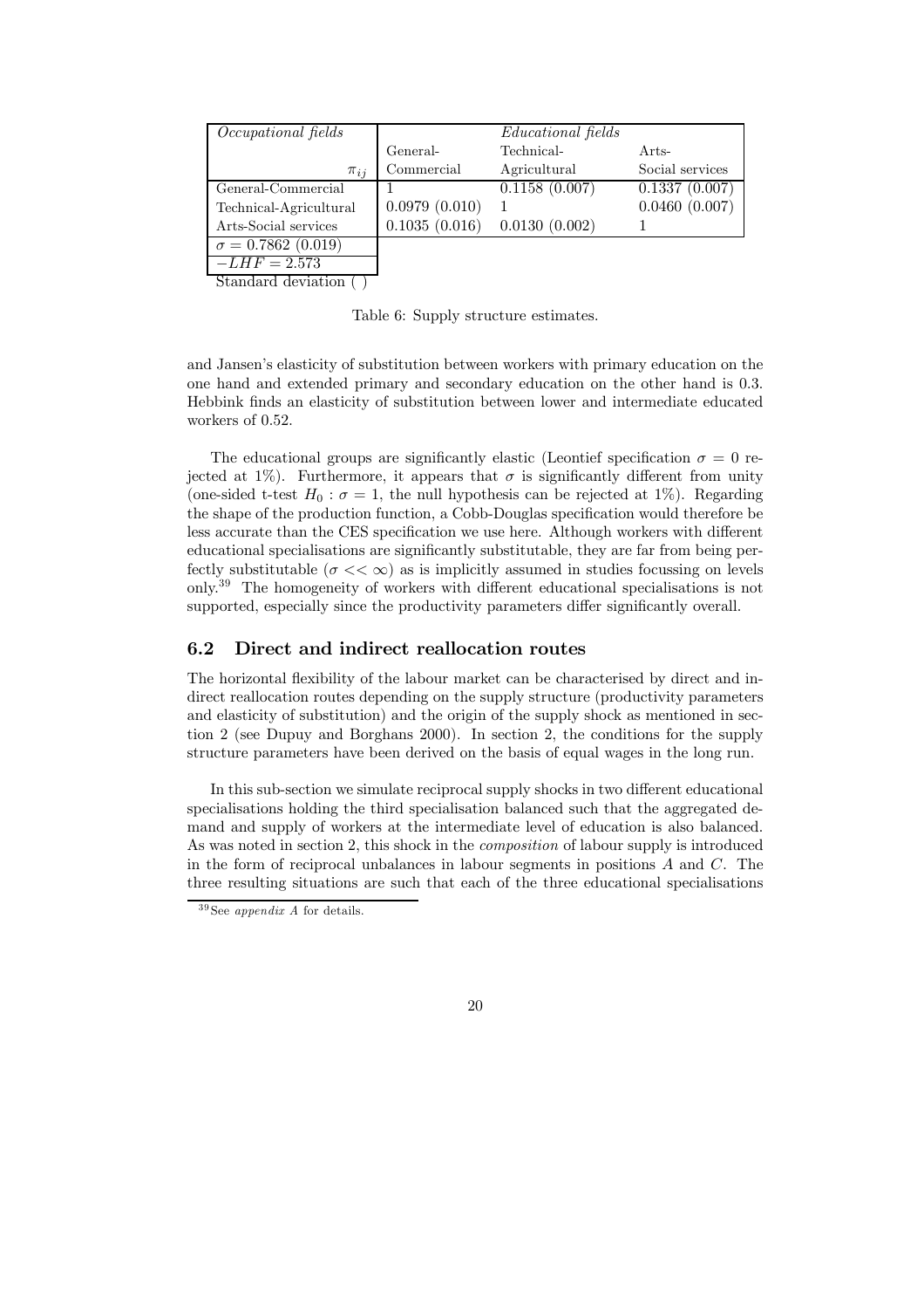| *Occupational fields* | | *Educational fields* | |
|---|---|---|---|
| | General- | Technical- | Arts- |
| $\pi_{ij}$ | Commercial | Agricultural | Social services |
| General-Commercial | 1 | 0.1158 (0.007) | 0.1337 (0.007) |
| Technical-Agricultural | 0.0979 (0.010) | 1 | 0.0460 (0.007) |
| Arts-Social services | 0.1035 (0.016) | 0.0130 (0.002) | 1 |
| $\sigma = 0.7862$ (0.019) | | | |
| $-LHF = 2.573$ | | | |

Standard deviation ( )

Table 6: Supply structure estimates.

and Jansen's elasticity of substitution between workers with primary education on the one hand and extended primary and secondary education on the other hand is 0.3. Hebbink finds an elasticity of substitution between lower and intermediate educated workers of 0.52.

The educational groups are significantly elastic (Leontief specification $\sigma = 0$ rejected at 1%). Furthermore, it appears that $\sigma$ is significantly different from unity (one-sided t-test $H_0 : \sigma = 1$, the null hypothesis can be rejected at 1%). Regarding the shape of the production function, a Cobb-Douglas specification would therefore be less accurate than the CES specification we use here. Although workers with different educational specialisations are significantly substitutable, they are far from being perfectly substitutable ($\sigma << \infty$) as is implicitly assumed in studies focussing on levels only.[39] The homogeneity of workers with different educational specialisations is not supported, especially since the productivity parameters differ significantly overall.

## 6.2 Direct and indirect reallocation routes

The horizontal flexibility of the labour market can be characterised by direct and indirect reallocation routes depending on the supply structure (productivity parameters and elasticity of substitution) and the origin of the supply shock as mentioned in section 2 (see Dupuy and Borghans 2000). In section 2, the conditions for the supply structure parameters have been derived on the basis of equal wages in the long run.

In this sub-section we simulate reciprocal supply shocks in two different educational specialisations holding the third specialisation balanced such that the aggregated demand and supply of workers at the intermediate level of education is also balanced. As was noted in section 2, this shock in the *composition* of labour supply is introduced in the form of reciprocal unbalances in labour segments in positions $A$ and $C$. The three resulting situations are such that each of the three educational specialisations

[39] See *appendix A* for details.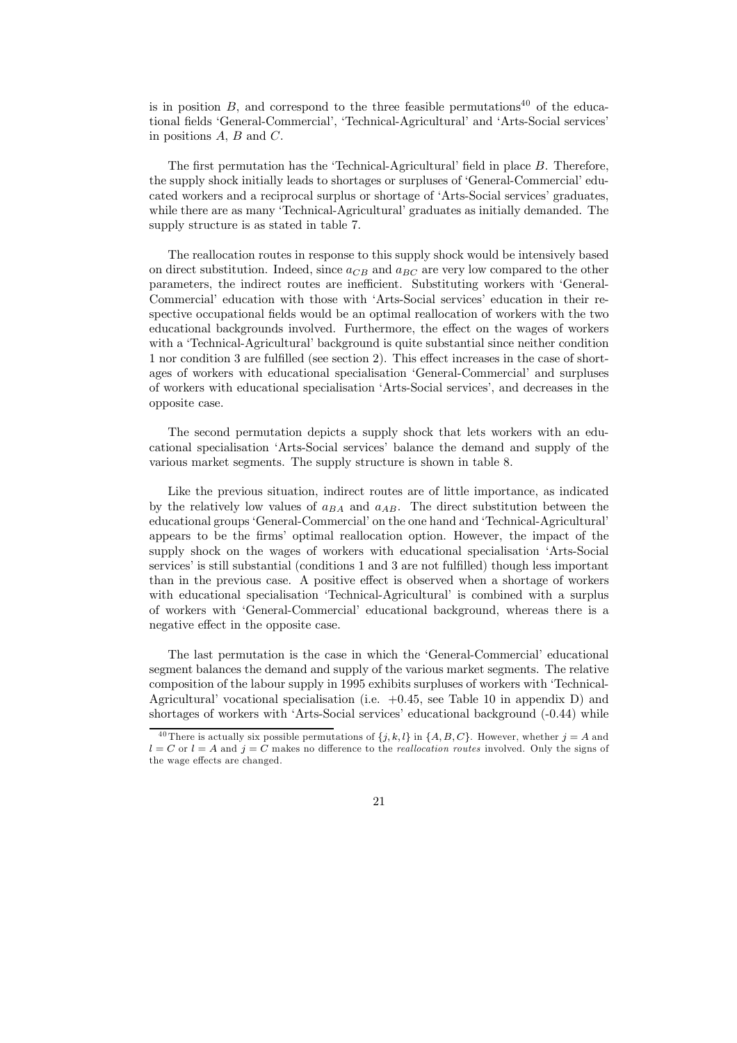is in position $B$, and correspond to the three feasible permutations[40] of the educational fields 'General-Commercial', 'Technical-Agricultural' and 'Arts-Social services' in positions $A$, $B$ and $C$.

The first permutation has the 'Technical-Agricultural' field in place $B$. Therefore, the supply shock initially leads to shortages or surpluses of 'General-Commercial' educated workers and a reciprocal surplus or shortage of 'Arts-Social services' graduates, while there are as many 'Technical-Agricultural' graduates as initially demanded. The supply structure is as stated in table 7.

The reallocation routes in response to this supply shock would be intensively based on direct substitution. Indeed, since $a_{CB}$ and $a_{BC}$ are very low compared to the other parameters, the indirect routes are inefficient. Substituting workers with 'General-Commercial' education with those with 'Arts-Social services' education in their respective occupational fields would be an optimal reallocation of workers with the two educational backgrounds involved. Furthermore, the effect on the wages of workers with a 'Technical-Agricultural' background is quite substantial since neither condition 1 nor condition 3 are fulfilled (see section 2). This effect increases in the case of shortages of workers with educational specialisation 'General-Commercial' and surpluses of workers with educational specialisation 'Arts-Social services', and decreases in the opposite case.

The second permutation depicts a supply shock that lets workers with an educational specialisation 'Arts-Social services' balance the demand and supply of the various market segments. The supply structure is shown in table 8.

Like the previous situation, indirect routes are of little importance, as indicated by the relatively low values of $a_{BA}$ and $a_{AB}$. The direct substitution between the educational groups 'General-Commercial' on the one hand and 'Technical-Agricultural' appears to be the firms' optimal reallocation option. However, the impact of the supply shock on the wages of workers with educational specialisation 'Arts-Social services' is still substantial (conditions 1 and 3 are not fulfilled) though less important than in the previous case. A positive effect is observed when a shortage of workers with educational specialisation 'Technical-Agricultural' is combined with a surplus of workers with 'General-Commercial' educational background, whereas there is a negative effect in the opposite case.

The last permutation is the case in which the 'General-Commercial' educational segment balances the demand and supply of the various market segments. The relative composition of the labour supply in 1995 exhibits surpluses of workers with 'Technical-Agricultural' vocational specialisation (i.e. +0.45, see Table 10 in appendix D) and shortages of workers with 'Arts-Social services' educational background (-0.44) while

[40] There is actually six possible permutations of $\{j, k, l\}$ in $\{A, B, C\}$. However, whether $j = A$ and $l = C$ or $l = A$ and $j = C$ makes no difference to the *reallocation routes* involved. Only the signs of the wage effects are changed.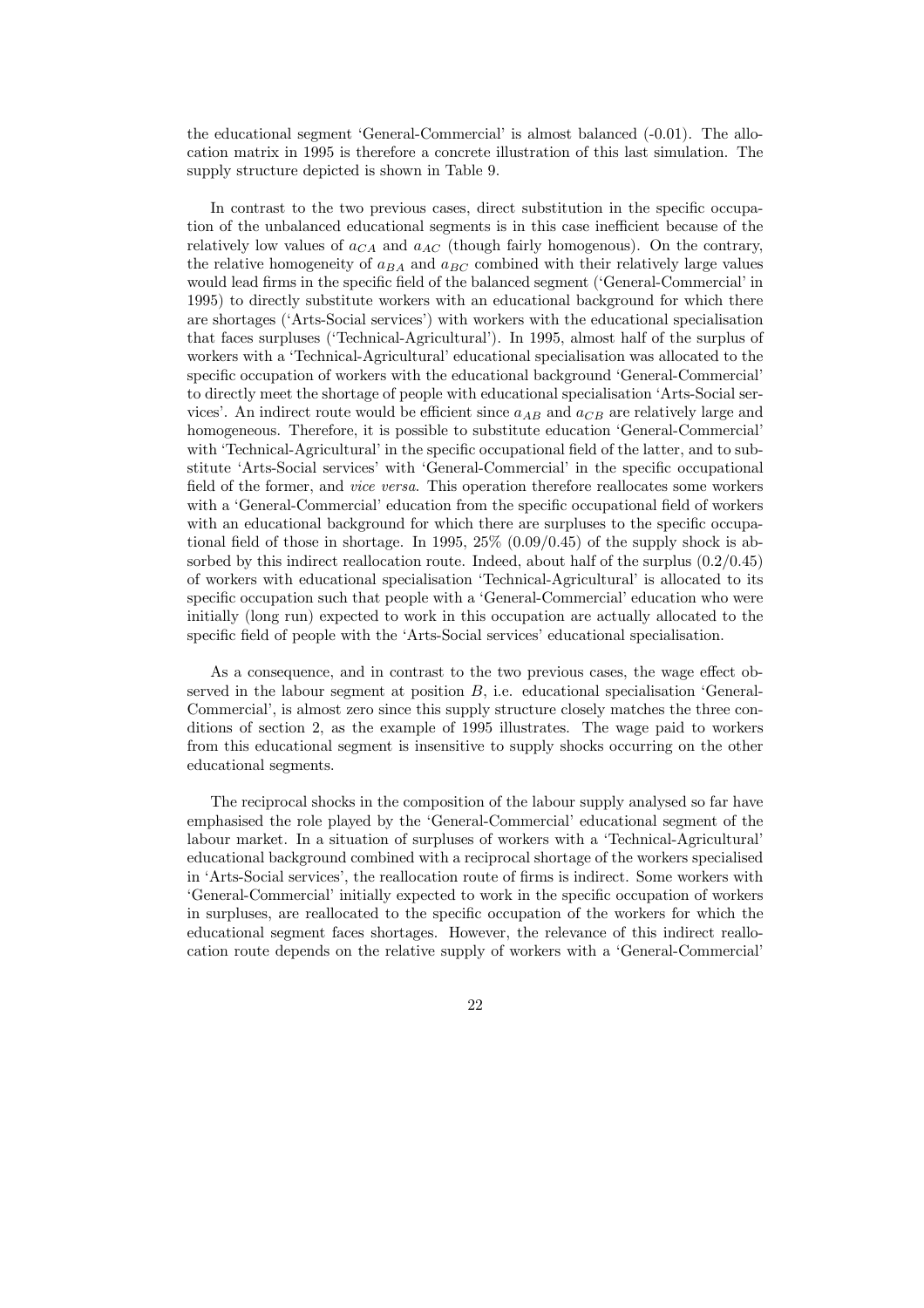the educational segment 'General-Commercial' is almost balanced (-0.01). The allocation matrix in 1995 is therefore a concrete illustration of this last simulation. The supply structure depicted is shown in Table 9.

In contrast to the two previous cases, direct substitution in the specific occupation of the unbalanced educational segments is in this case inefficient because of the relatively low values of $a_{CA}$ and $a_{AC}$ (though fairly homogenous). On the contrary, the relative homogeneity of $a_{BA}$ and $a_{BC}$ combined with their relatively large values would lead firms in the specific field of the balanced segment ('General-Commercial' in 1995) to directly substitute workers with an educational background for which there are shortages ('Arts-Social services') with workers with the educational specialisation that faces surpluses ('Technical-Agricultural'). In 1995, almost half of the surplus of workers with a 'Technical-Agricultural' educational specialisation was allocated to the specific occupation of workers with the educational background 'General-Commercial' to directly meet the shortage of people with educational specialisation 'Arts-Social services'. An indirect route would be efficient since $a_{AB}$ and $a_{CB}$ are relatively large and homogeneous. Therefore, it is possible to substitute education 'General-Commercial' with 'Technical-Agricultural' in the specific occupational field of the latter, and to substitute 'Arts-Social services' with 'General-Commercial' in the specific occupational field of the former, and *vice versa*. This operation therefore reallocates some workers with a 'General-Commercial' education from the specific occupational field of workers with an educational background for which there are surpluses to the specific occupational field of those in shortage. In 1995, 25% (0.09/0.45) of the supply shock is absorbed by this indirect reallocation route. Indeed, about half of the surplus (0.2/0.45) of workers with educational specialisation 'Technical-Agricultural' is allocated to its specific occupation such that people with a 'General-Commercial' education who were initially (long run) expected to work in this occupation are actually allocated to the specific field of people with the 'Arts-Social services' educational specialisation.

As a consequence, and in contrast to the two previous cases, the wage effect observed in the labour segment at position $B$, i.e. educational specialisation 'General-Commercial', is almost zero since this supply structure closely matches the three conditions of section 2, as the example of 1995 illustrates. The wage paid to workers from this educational segment is insensitive to supply shocks occurring on the other educational segments.

The reciprocal shocks in the composition of the labour supply analysed so far have emphasised the role played by the 'General-Commercial' educational segment of the labour market. In a situation of surpluses of workers with a 'Technical-Agricultural' educational background combined with a reciprocal shortage of the workers specialised in 'Arts-Social services', the reallocation route of firms is indirect. Some workers with 'General-Commercial' initially expected to work in the specific occupation of workers in surpluses, are reallocated to the specific occupation of the workers for which the educational segment faces shortages. However, the relevance of this indirect reallocation route depends on the relative supply of workers with a 'General-Commercial'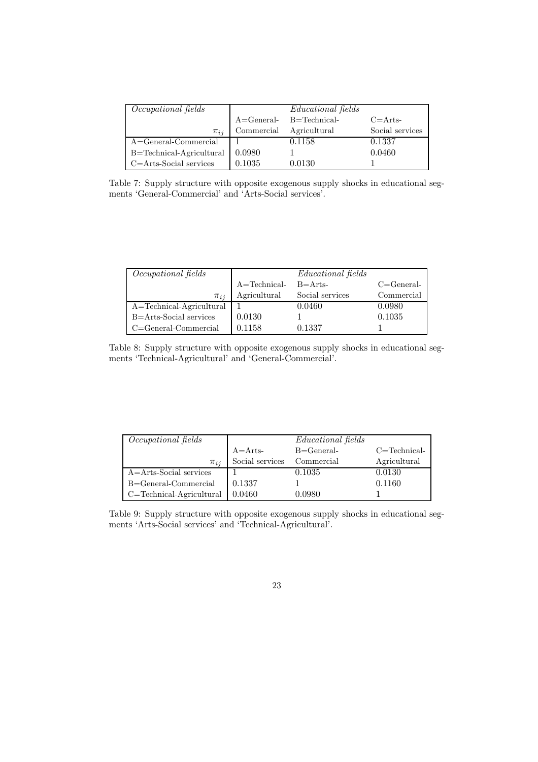| *Occupational fields* | *Educational fields* | | |
|---|---|---|---|
| | A=General- | B=Technical- | C=Arts- |
| $\pi_{ij}$ | Commercial | Agricultural | Social services |
| A=General-Commercial | 1 | 0.1158 | 0.1337 |
| B=Technical-Agricultural | 0.0980 | 1 | 0.0460 |
| C=Arts-Social services | 0.1035 | 0.0130 | 1 |

Table 7: Supply structure with opposite exogenous supply shocks in educational segments 'General-Commercial' and 'Arts-Social services'.

| *Occupational fields* | *Educational fields* | | |
|---|---|---|---|
| | A=Technical- | B=Arts- | C=General- |
| $\pi_{ij}$ | Agricultural | Social services | Commercial |
| A=Technical-Agricultural | 1 | 0.0460 | 0.0980 |
| B=Arts-Social services | 0.0130 | 1 | 0.1035 |
| C=General-Commercial | 0.1158 | 0.1337 | 1 |

Table 8: Supply structure with opposite exogenous supply shocks in educational segments 'Technical-Agricultural' and 'General-Commercial'.

| *Occupational fields* | *Educational fields* | | |
|---|---|---|---|
| | A=Arts- | B=General- | C=Technical- |
| $\pi_{ij}$ | Social services | Commercial | Agricultural |
| A=Arts-Social services | 1 | 0.1035 | 0.0130 |
| B=General-Commercial | 0.1337 | 1 | 0.1160 |
| C=Technical-Agricultural | 0.0460 | 0.0980 | 1 |

Table 9: Supply structure with opposite exogenous supply shocks in educational segments 'Arts-Social services' and 'Technical-Agricultural'.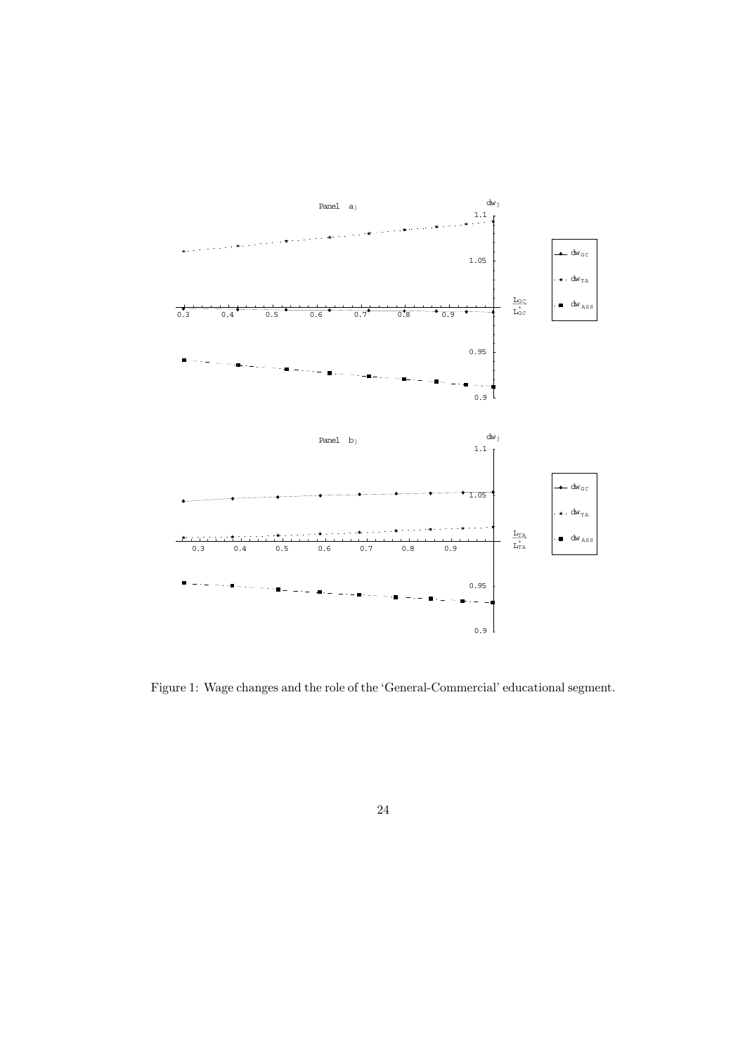Figure 1: Wage changes and the role of the 'General-Commercial' educational segment.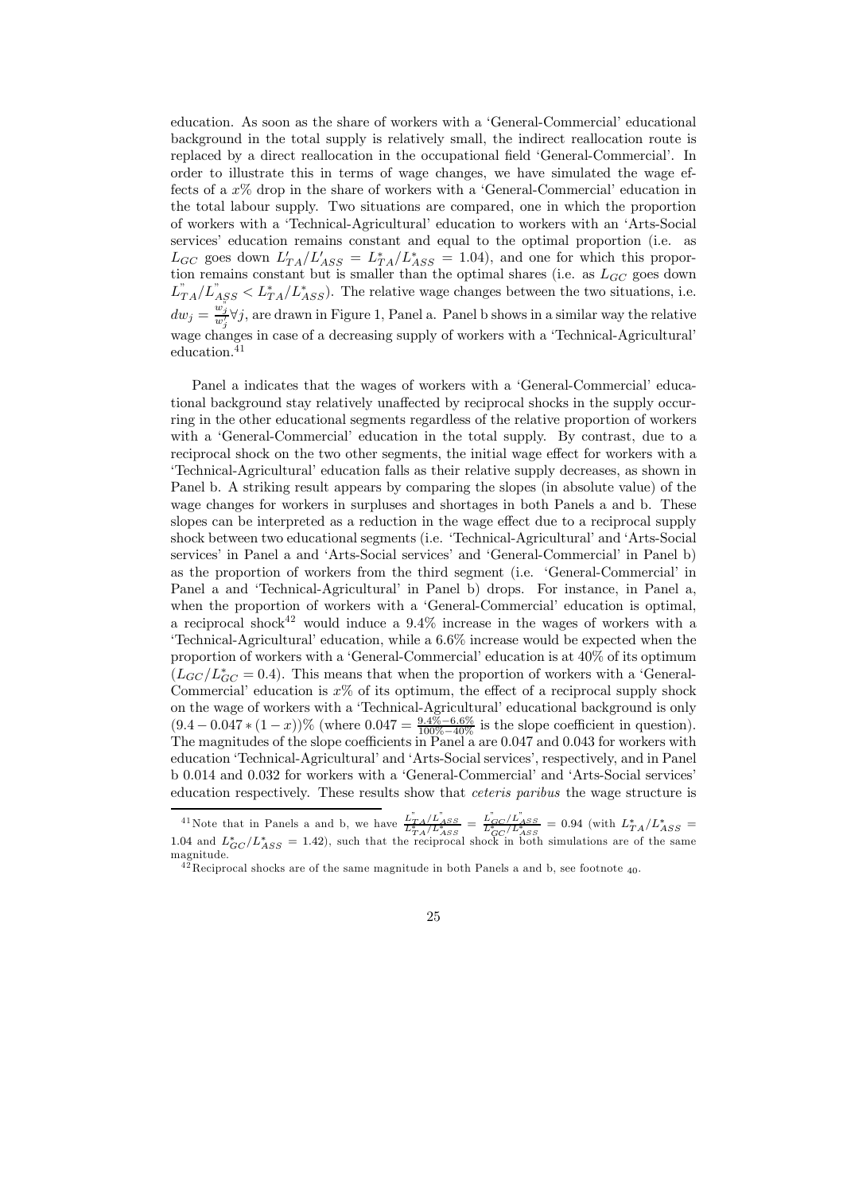education. As soon as the share of workers with a 'General-Commercial' educational background in the total supply is relatively small, the indirect reallocation route is replaced by a direct reallocation in the occupational field 'General-Commercial'. In order to illustrate this in terms of wage changes, we have simulated the wage effects of a $x\%$ drop in the share of workers with a 'General-Commercial' education in the total labour supply. Two situations are compared, one in which the proportion of workers with a 'Technical-Agricultural' education to workers with an 'Arts-Social services' education remains constant and equal to the optimal proportion (i.e. as $L_{GC}$ goes down $L'_{TA}/L'_{ASS} = L^*_{TA}/L^*_{ASS} = 1.04$), and one for which this proportion remains constant but is smaller than the optimal shares (i.e. as $L_{GC}$ goes down $L''_{TA}/L''_{ASS} < L^*_{TA}/L^*_{ASS}$). The relative wage changes between the two situations, i.e. $dw_j = \frac{w''_j}{w'_j} \forall j$, are drawn in Figure 1, Panel a. Panel b shows in a similar way the relative wage changes in case of a decreasing supply of workers with a 'Technical-Agricultural' education.[41]

Panel a indicates that the wages of workers with a 'General-Commercial' educational background stay relatively unaffected by reciprocal shocks in the supply occurring in the other educational segments regardless of the relative proportion of workers with a 'General-Commercial' education in the total supply. By contrast, due to a reciprocal shock on the two other segments, the initial wage effect for workers with a 'Technical-Agricultural' education falls as their relative supply decreases, as shown in Panel b. A striking result appears by comparing the slopes (in absolute value) of the wage changes for workers in surpluses and shortages in both Panels a and b. These slopes can be interpreted as a reduction in the wage effect due to a reciprocal supply shock between two educational segments (i.e. 'Technical-Agricultural' and 'Arts-Social services' in Panel a and 'Arts-Social services' and 'General-Commercial' in Panel b) as the proportion of workers from the third segment (i.e. 'General-Commercial' in Panel a and 'Technical-Agricultural' in Panel b) drops. For instance, in Panel a, when the proportion of workers with a 'General-Commercial' education is optimal, a reciprocal shock[42] would induce a 9.4% increase in the wages of workers with a 'Technical-Agricultural' education, while a 6.6% increase would be expected when the proportion of workers with a 'General-Commercial' education is at 40% of its optimum ($L_{GC}/L^*_{GC} = 0.4$). This means that when the proportion of workers with a 'General-Commercial' education is $x\%$ of its optimum, the effect of a reciprocal supply shock on the wage of workers with a 'Technical-Agricultural' educational background is only $(9.4 - 0.047 * (1 - x))\%$ (where $0.047 = \frac{9.4\% - 6.6\%}{100\% - 40\%}$ is the slope coefficient in question). The magnitudes of the slope coefficients in Panel a are 0.047 and 0.043 for workers with education 'Technical-Agricultural' and 'Arts-Social services', respectively, and in Panel b 0.014 and 0.032 for workers with a 'General-Commercial' and 'Arts-Social services' education respectively. These results show that *ceteris paribus* the wage structure is

[41] Note that in Panels a and b, we have $\frac{L''_{TA}/L''_{ASS}}{L^*_{TA}/L^*_{ASS}} = \frac{L''_{GC}/L''_{ASS}}{L^*_{GC}/L^*_{ASS}} = 0.94$ (with $L^*_{TA}/L^*_{ASS} = 1.04$ and $L^*_{GC}/L^*_{ASS} = 1.42$), such that the reciprocal shock in both simulations are of the same magnitude.

[42] Reciprocal shocks are of the same magnitude in both Panels a and b, see footnote 40.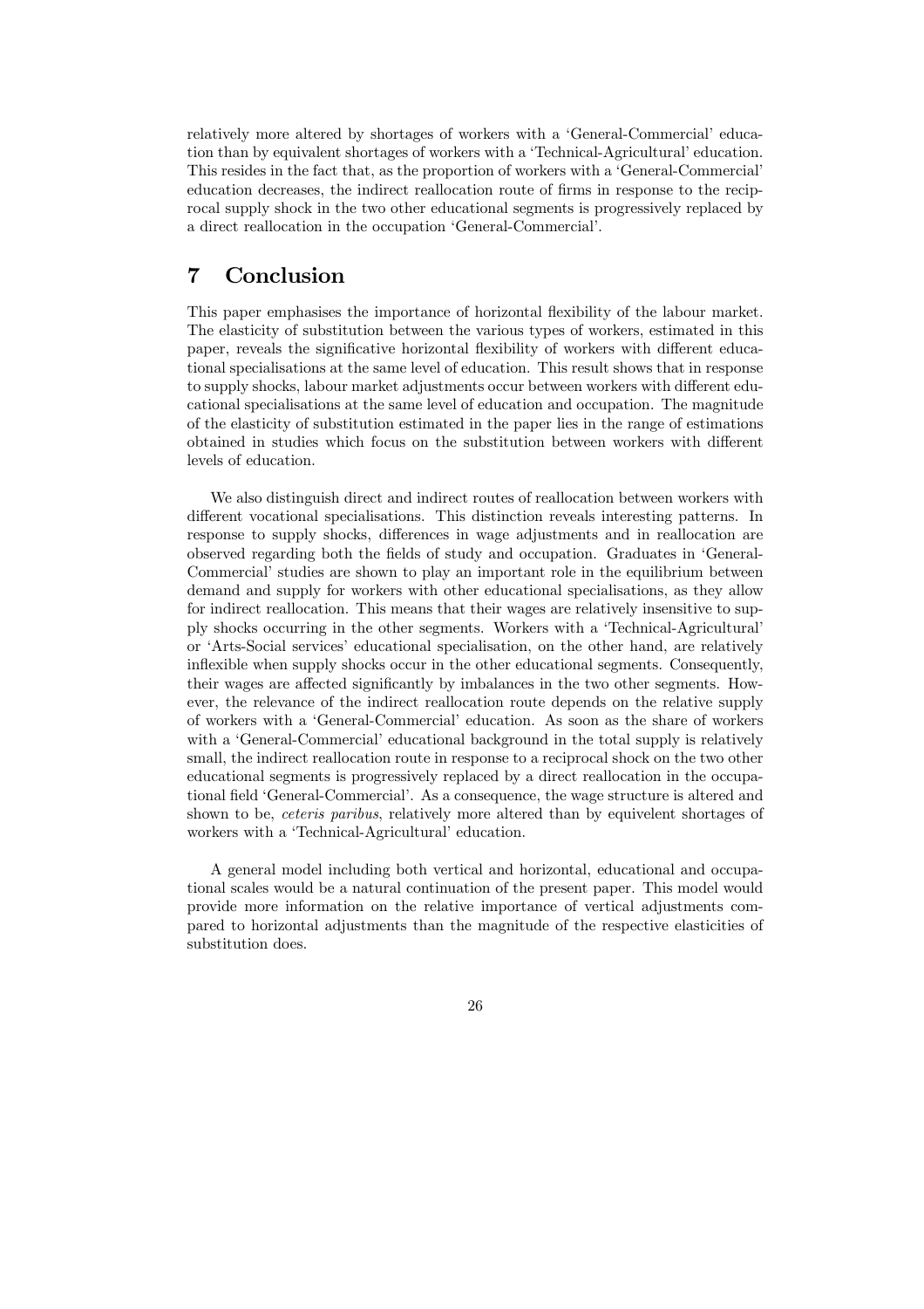relatively more altered by shortages of workers with a 'General-Commercial' education than by equivalent shortages of workers with a 'Technical-Agricultural' education. This resides in the fact that, as the proportion of workers with a 'General-Commercial' education decreases, the indirect reallocation route of firms in response to the reciprocal supply shock in the two other educational segments is progressively replaced by a direct reallocation in the occupation 'General-Commercial'.

# 7 Conclusion

This paper emphasises the importance of horizontal flexibility of the labour market. The elasticity of substitution between the various types of workers, estimated in this paper, reveals the significative horizontal flexibility of workers with different educational specialisations at the same level of education. This result shows that in response to supply shocks, labour market adjustments occur between workers with different educational specialisations at the same level of education and occupation. The magnitude of the elasticity of substitution estimated in the paper lies in the range of estimations obtained in studies which focus on the substitution between workers with different levels of education.

We also distinguish direct and indirect routes of reallocation between workers with different vocational specialisations. This distinction reveals interesting patterns. In response to supply shocks, differences in wage adjustments and in reallocation are observed regarding both the fields of study and occupation. Graduates in 'General-Commercial' studies are shown to play an important role in the equilibrium between demand and supply for workers with other educational specialisations, as they allow for indirect reallocation. This means that their wages are relatively insensitive to supply shocks occurring in the other segments. Workers with a 'Technical-Agricultural' or 'Arts-Social services' educational specialisation, on the other hand, are relatively inflexible when supply shocks occur in the other educational segments. Consequently, their wages are affected significantly by imbalances in the two other segments. However, the relevance of the indirect reallocation route depends on the relative supply of workers with a 'General-Commercial' education. As soon as the share of workers with a 'General-Commercial' educational background in the total supply is relatively small, the indirect reallocation route in response to a reciprocal shock on the two other educational segments is progressively replaced by a direct reallocation in the occupational field 'General-Commercial'. As a consequence, the wage structure is altered and shown to be, *ceteris paribus*, relatively more altered than by equivelent shortages of workers with a 'Technical-Agricultural' education.

A general model including both vertical and horizontal, educational and occupational scales would be a natural continuation of the present paper. This model would provide more information on the relative importance of vertical adjustments compared to horizontal adjustments than the magnitude of the respective elasticities of substitution does.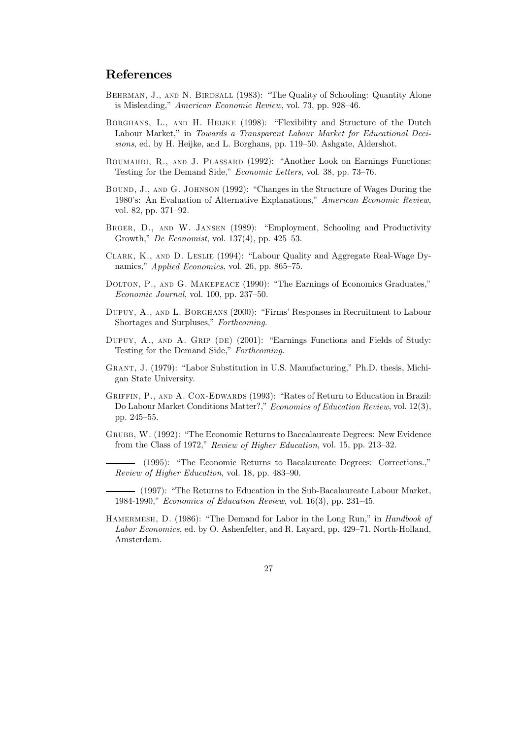# References

Behrman, J., and N. Birdsall (1983): "The Quality of Schooling: Quantity Alone is Misleading," *American Economic Review*, vol. 73, pp. 928–46.

Borghans, L., and H. Heijke (1998): "Flexibility and Structure of the Dutch Labour Market," in *Towards a Transparent Labour Market for Educational Decisions*, ed. by H. Heijke, and L. Borghans, pp. 119–50. Ashgate, Aldershot.

Boumahdi, R., and J. Plassard (1992): "Another Look on Earnings Functions: Testing for the Demand Side," *Economic Letters*, vol. 38, pp. 73–76.

Bound, J., and G. Johnson (1992): "Changes in the Structure of Wages During the 1980's: An Evaluation of Alternative Explanations," *American Economic Review*, vol. 82, pp. 371–92.

Broer, D., and W. Jansen (1989): "Employment, Schooling and Productivity Growth," *De Economist*, vol. 137(4), pp. 425–53.

Clark, K., and D. Leslie (1994): "Labour Quality and Aggregate Real-Wage Dynamics," *Applied Economics*, vol. 26, pp. 865–75.

Dolton, P., and G. Makepeace (1990): "The Earnings of Economics Graduates," *Economic Journal*, vol. 100, pp. 237–50.

Dupuy, A., and L. Borghans (2000): "Firms' Responses in Recruitment to Labour Shortages and Surpluses," *Forthcoming*.

Dupuy, A., and A. Grip (de) (2001): "Earnings Functions and Fields of Study: Testing for the Demand Side," *Forthcoming*.

Grant, J. (1979): "Labor Substitution in U.S. Manufacturing," Ph.D. thesis, Michigan State University.

Griffin, P., and A. Cox-Edwards (1993): "Rates of Return to Education in Brazil: Do Labour Market Conditions Matter?," *Economics of Education Review*, vol. 12(3), pp. 245–55.

Grubb, W. (1992): "The Economic Returns to Baccalaureate Degrees: New Evidence from the Class of 1972," *Review of Higher Education*, vol. 15, pp. 213–32.

——— (1995): "The Economic Returns to Bacalaureate Degrees: Corrections.," *Review of Higher Education*, vol. 18, pp. 483–90.

——— (1997): "The Returns to Education in the Sub-Bacalaureate Labour Market, 1984-1990," *Economics of Education Review*, vol. 16(3), pp. 231–45.

Hamermesh, D. (1986): "The Demand for Labor in the Long Run," in *Handbook of Labor Economics*, ed. by O. Ashenfelter, and R. Layard, pp. 429–71. North-Holland, Amsterdam.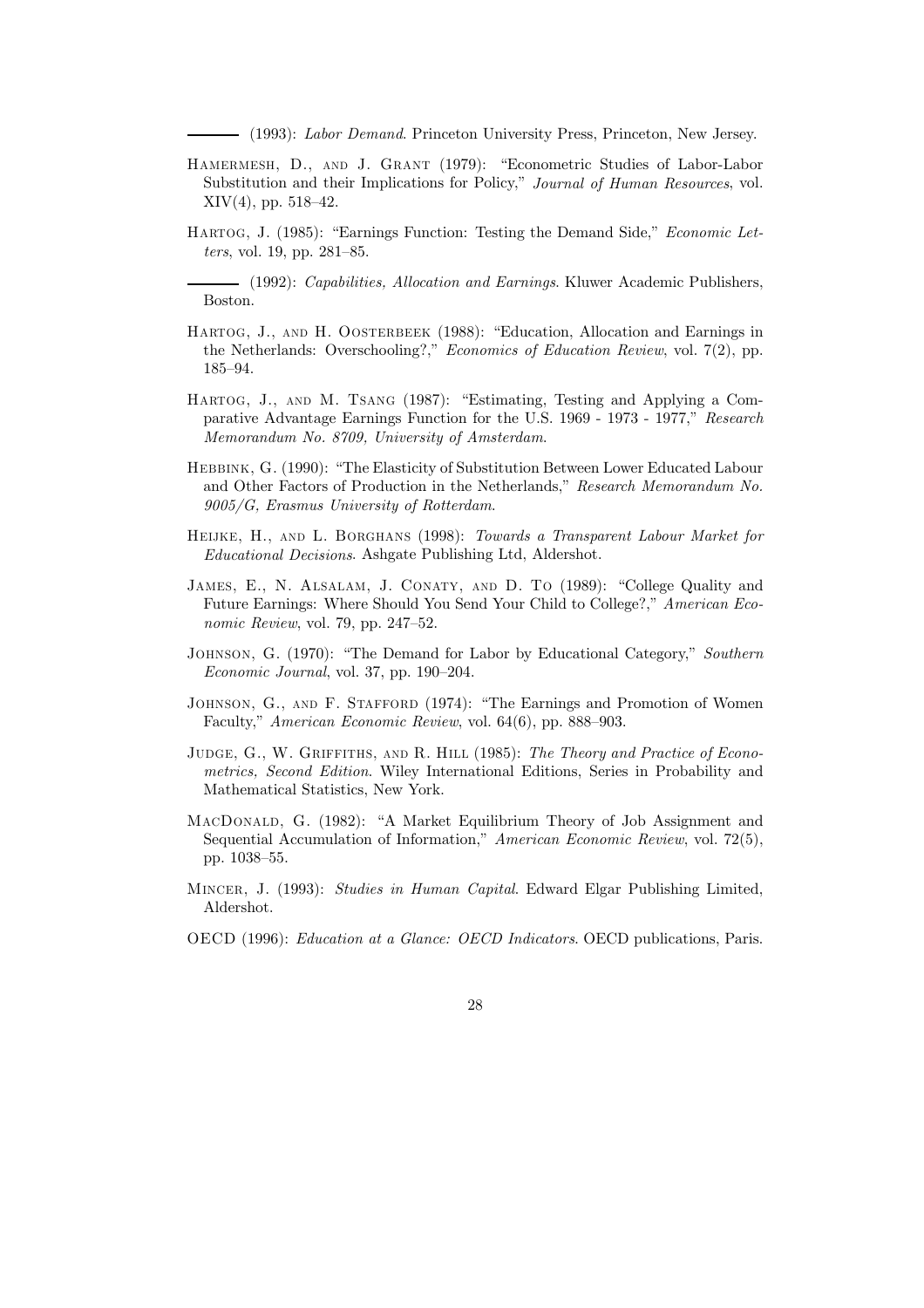——— (1993): *Labor Demand*. Princeton University Press, Princeton, New Jersey.

Hamermesh, D., and J. Grant (1979): "Econometric Studies of Labor-Labor Substitution and their Implications for Policy," *Journal of Human Resources*, vol. XIV(4), pp. 518–42.

Hartog, J. (1985): "Earnings Function: Testing the Demand Side," *Economic Letters*, vol. 19, pp. 281–85.

——— (1992): *Capabilities, Allocation and Earnings*. Kluwer Academic Publishers, Boston.

Hartog, J., and H. Oosterbeek (1988): "Education, Allocation and Earnings in the Netherlands: Overschooling?," *Economics of Education Review*, vol. 7(2), pp. 185–94.

Hartog, J., and M. Tsang (1987): "Estimating, Testing and Applying a Comparative Advantage Earnings Function for the U.S. 1969 - 1973 - 1977," *Research Memorandum No. 8709, University of Amsterdam*.

Hebbink, G. (1990): "The Elasticity of Substitution Between Lower Educated Labour and Other Factors of Production in the Netherlands," *Research Memorandum No. 9005/G, Erasmus University of Rotterdam*.

Heijke, H., and L. Borghans (1998): *Towards a Transparent Labour Market for Educational Decisions*. Ashgate Publishing Ltd, Aldershot.

James, E., N. Alsalam, J. Conaty, and D. To (1989): "College Quality and Future Earnings: Where Should You Send Your Child to College?," *American Economic Review*, vol. 79, pp. 247–52.

Johnson, G. (1970): "The Demand for Labor by Educational Category," *Southern Economic Journal*, vol. 37, pp. 190–204.

Johnson, G., and F. Stafford (1974): "The Earnings and Promotion of Women Faculty," *American Economic Review*, vol. 64(6), pp. 888–903.

Judge, G., W. Griffiths, and R. Hill (1985): *The Theory and Practice of Econometrics, Second Edition*. Wiley International Editions, Series in Probability and Mathematical Statistics, New York.

MacDonald, G. (1982): "A Market Equilibrium Theory of Job Assignment and Sequential Accumulation of Information," *American Economic Review*, vol. 72(5), pp. 1038–55.

Mincer, J. (1993): *Studies in Human Capital*. Edward Elgar Publishing Limited, Aldershot.

OECD (1996): *Education at a Glance: OECD Indicators*. OECD publications, Paris.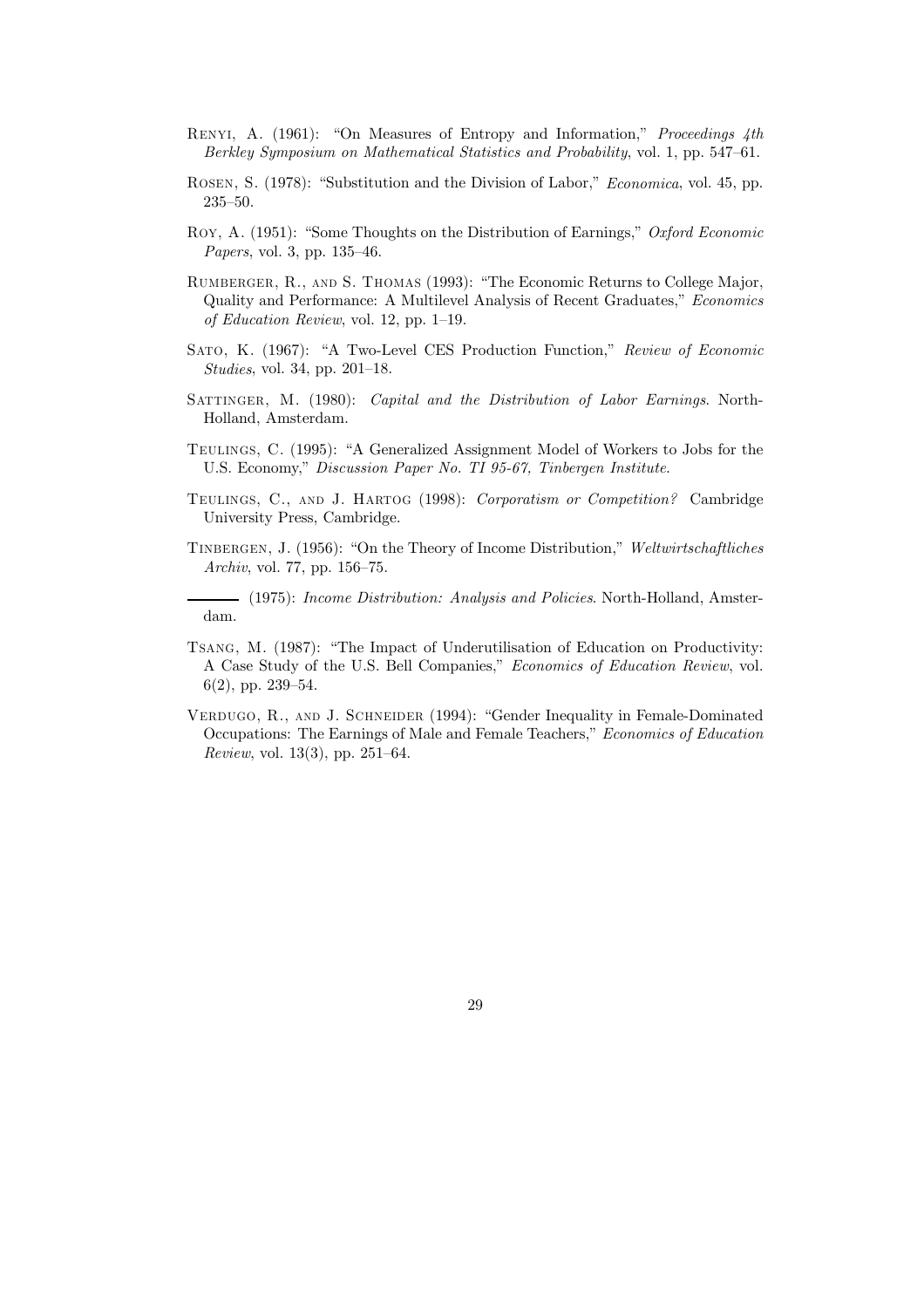Renyi, A. (1961): "On Measures of Entropy and Information," *Proceedings 4th Berkley Symposium on Mathematical Statistics and Probability*, vol. 1, pp. 547–61.

Rosen, S. (1978): "Substitution and the Division of Labor," *Economica*, vol. 45, pp. 235–50.

Roy, A. (1951): "Some Thoughts on the Distribution of Earnings," *Oxford Economic Papers*, vol. 3, pp. 135–46.

Rumberger, R., and S. Thomas (1993): "The Economic Returns to College Major, Quality and Performance: A Multilevel Analysis of Recent Graduates," *Economics of Education Review*, vol. 12, pp. 1–19.

Sato, K. (1967): "A Two-Level CES Production Function," *Review of Economic Studies*, vol. 34, pp. 201–18.

Sattinger, M. (1980): *Capital and the Distribution of Labor Earnings*. North-Holland, Amsterdam.

Teulings, C. (1995): "A Generalized Assignment Model of Workers to Jobs for the U.S. Economy," *Discussion Paper No. TI 95-67, Tinbergen Institute*.

Teulings, C., and J. Hartog (1998): *Corporatism or Competition?* Cambridge University Press, Cambridge.

Tinbergen, J. (1956): "On the Theory of Income Distribution," *Weltwirtschaftliches Archiv*, vol. 77, pp. 156–75.

——— (1975): *Income Distribution: Analysis and Policies*. North-Holland, Amsterdam.

Tsang, M. (1987): "The Impact of Underutilisation of Education on Productivity: A Case Study of the U.S. Bell Companies," *Economics of Education Review*, vol. 6(2), pp. 239–54.

Verdugo, R., and J. Schneider (1994): "Gender Inequality in Female-Dominated Occupations: The Earnings of Male and Female Teachers," *Economics of Education Review*, vol. 13(3), pp. 251–64.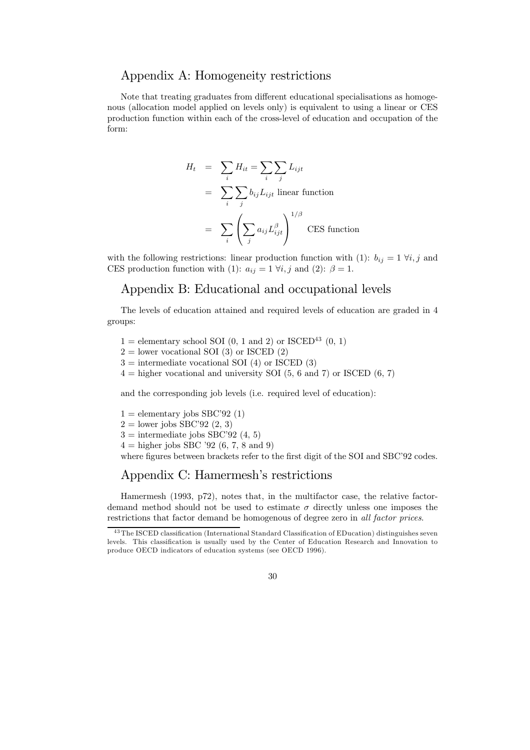## Appendix A: Homogeneity restrictions

Note that treating graduates from different educational specialisations as homogenous (allocation model applied on levels only) is equivalent to using a linear or CES production function within each of the cross-level of education and occupation of the form:

$$
\begin{aligned}
H_t &= \sum_i H_{it} = \sum_i \sum_j L_{ijt} \\
&= \sum_i \sum_j b_{ij} L_{ijt} \text{ linear function} \\
&= \sum_i \left( \sum_j a_{ij} L_{ijt}^{\beta} \right)^{1/\beta} \text{ CES function}
\end{aligned}
$$

with the following restrictions: linear production function with (1): $b_{ij} = 1 \; \forall i, j$ and CES production function with (1): $a_{ij} = 1 \; \forall i, j$ and (2): $\beta = 1$.

## Appendix B: Educational and occupational levels

The levels of education attained and required levels of education are graded in 4 groups:

1 = elementary school SOI (0, 1 and 2) or ISCED[43] (0, 1)
2 = lower vocational SOI (3) or ISCED (2)
3 = intermediate vocational SOI (4) or ISCED (3)
4 = higher vocational and university SOI (5, 6 and 7) or ISCED (6, 7)

and the corresponding job levels (i.e. required level of education):

1 = elementary jobs SBC'92 (1)
2 = lower jobs SBC'92 (2, 3)
3 = intermediate jobs SBC'92 (4, 5)
4 = higher jobs SBC '92 (6, 7, 8 and 9)
where figures between brackets refer to the first digit of the SOI and SBC'92 codes.

## Appendix C: Hamermesh's restrictions

Hamermesh (1993, p72), notes that, in the multifactor case, the relative factor-demand method should not be used to estimate $\sigma$ directly unless one imposes the restrictions that factor demand be homogenous of degree zero in *all factor prices*.

[43] The ISCED classification (International Standard Classification of EDucation) distinguishes seven levels. This classification is usually used by the Center of Education Research and Innovation to produce OECD indicators of education systems (see OECD 1996).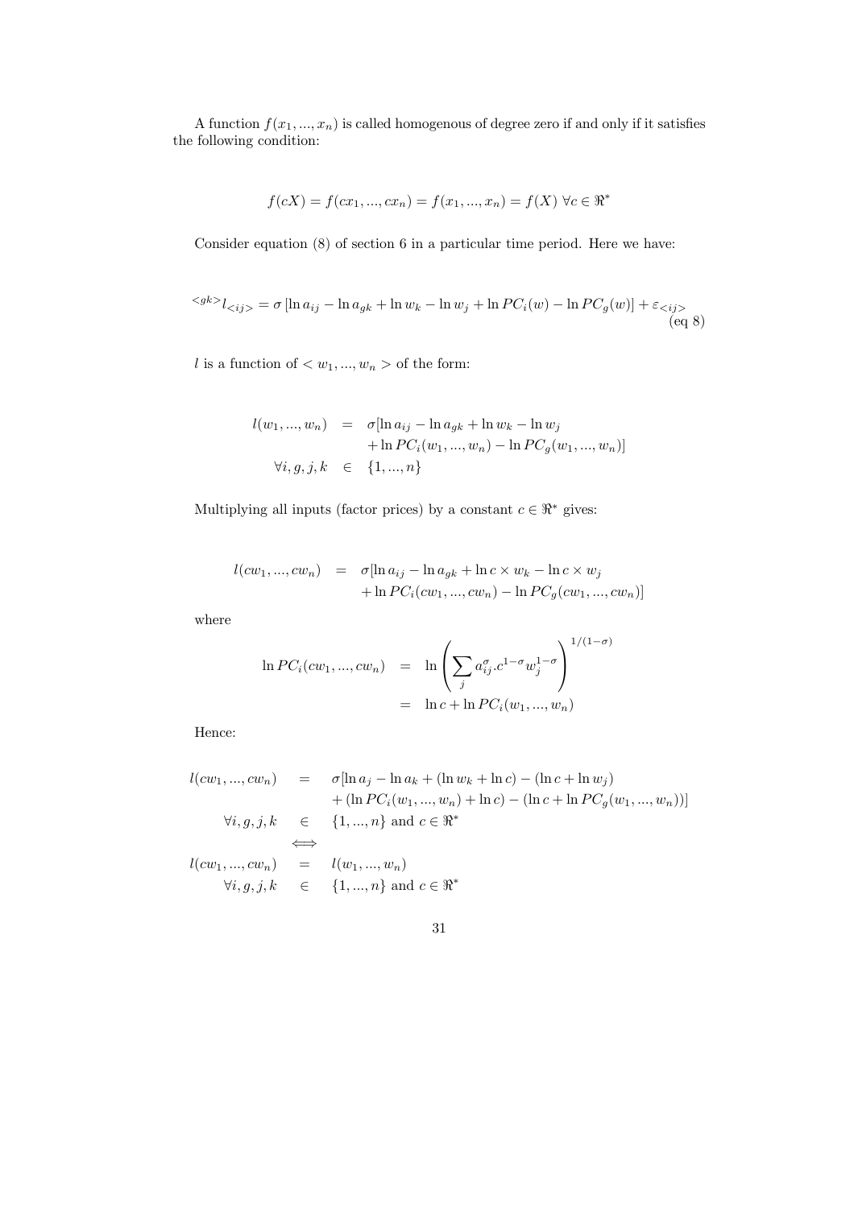A function $f(x_1, ..., x_n)$ is called homogenous of degree zero if and only if it satisfies the following condition:

$$f(cX) = f(cx_1, ..., cx_n) = f(x_1, ..., x_n) = f(X) \ \forall c \in \Re^*$$

Consider equation (8) of section 6 in a particular time period. Here we have:

$$^{<gk>}l_{<ij>} = \sigma \left[ \ln a_{ij} - \ln a_{gk} + \ln w_k - \ln w_j + \ln PC_i(w) - \ln PC_g(w) \right] + \varepsilon_{<ij>} \quad \text{(eq 8)}$$

$l$ is a function of $< w_1, ..., w_n >$ of the form:

$$\begin{aligned}
l(w_1, ..., w_n) &= \sigma[\ln a_{ij} - \ln a_{gk} + \ln w_k - \ln w_j \\
&\quad + \ln PC_i(w_1, ..., w_n) - \ln PC_g(w_1, ..., w_n)] \\
\forall i, g, j, k &\in \{1, ..., n\}
\end{aligned}$$

Multiplying all inputs (factor prices) by a constant $c \in \Re^*$ gives:

$$\begin{aligned}
l(cw_1, ..., cw_n) &= \sigma[\ln a_{ij} - \ln a_{gk} + \ln c \times w_k - \ln c \times w_j \\
&\quad + \ln PC_i(cw_1, ..., cw_n) - \ln PC_g(cw_1, ..., cw_n)]
\end{aligned}$$

where

$$\begin{aligned}
\ln PC_i(cw_1, ..., cw_n) &= \ln \left( \sum_j a_{ij}^{\sigma} . c^{1-\sigma} w_j^{1-\sigma} \right)^{1/(1-\sigma)} \\
&= \ln c + \ln PC_i(w_1, ..., w_n)
\end{aligned}$$

Hence:

$$\begin{aligned}
l(cw_1, ..., cw_n) &= \sigma[\ln a_j - \ln a_k + (\ln w_k + \ln c) - (\ln c + \ln w_j) \\
&\quad + (\ln PC_i(w_1, ..., w_n) + \ln c) - (\ln c + \ln PC_g(w_1, ..., w_n))] \\
\forall i, g, j, k &\in \{1, ..., n\} \text{ and } c \in \Re^* \\
&\Longleftrightarrow \\
l(cw_1, ..., cw_n) &= l(w_1, ..., w_n) \\
\forall i, g, j, k &\in \{1, ..., n\} \text{ and } c \in \Re^*
\end{aligned}$$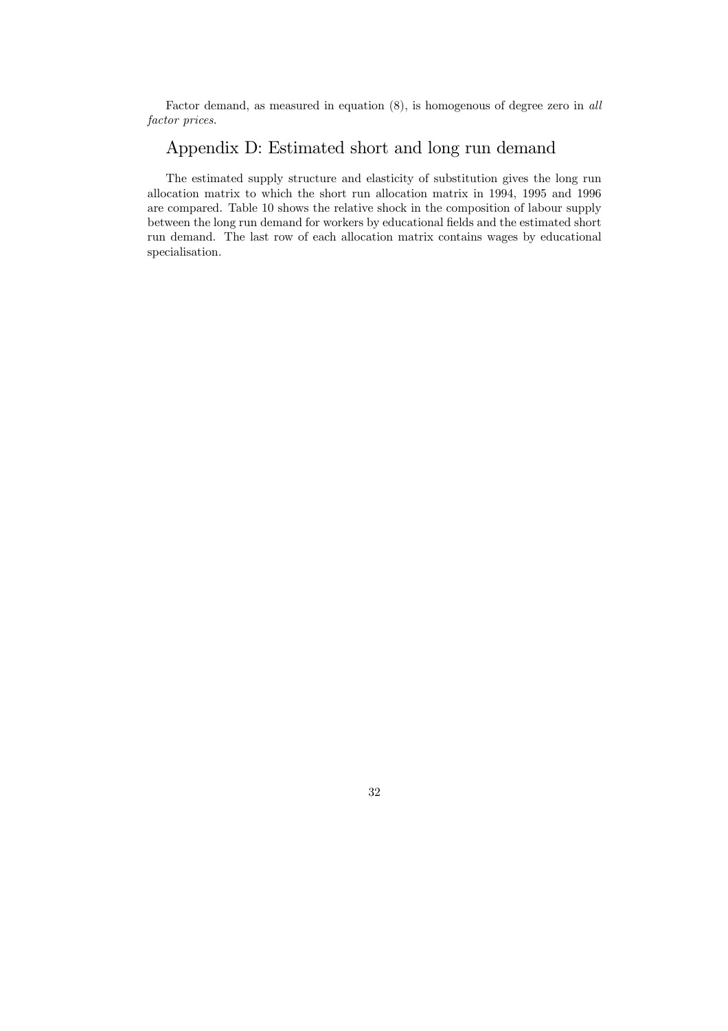Factor demand, as measured in equation (8), is homogenous of degree zero in *all factor prices*.

## Appendix D: Estimated short and long run demand

The estimated supply structure and elasticity of substitution gives the long run allocation matrix to which the short run allocation matrix in 1994, 1995 and 1996 are compared. Table 10 shows the relative shock in the composition of labour supply between the long run demand for workers by educational fields and the estimated short run demand. The last row of each allocation matrix contains wages by educational specialisation.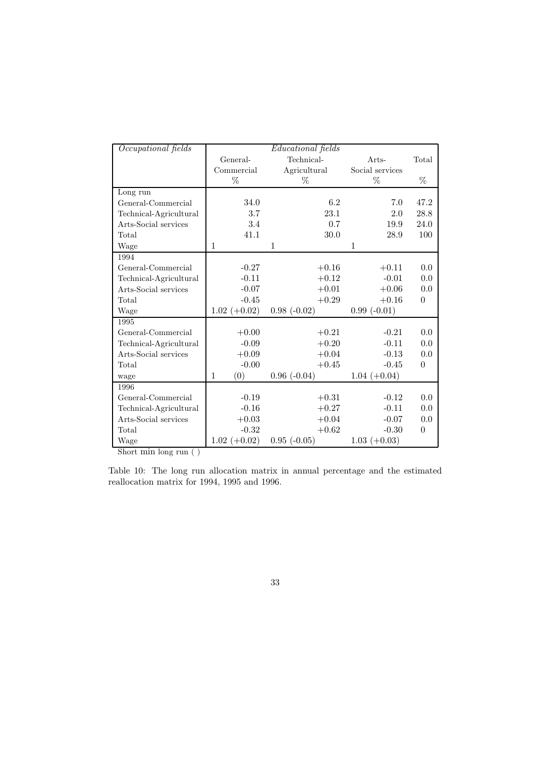| *Occupational fields* | *Educational fields* | | | |
|---|---|---|---|---|
| | General-Commercial % | Technical-Agricultural % | Arts-Social services % | Total % |
| Long run | | | | |
| General-Commercial | 34.0 | 6.2 | 7.0 | 47.2 |
| Technical-Agricultural | 3.7 | 23.1 | 2.0 | 28.8 |
| Arts-Social services | 3.4 | 0.7 | 19.9 | 24.0 |
| Total | 41.1 | 30.0 | 28.9 | 100 |
| Wage | 1 | 1 | 1 | |
| 1994 | | | | |
| General-Commercial | -0.27 | +0.16 | +0.11 | 0.0 |
| Technical-Agricultural | -0.11 | +0.12 | -0.01 | 0.0 |
| Arts-Social services | -0.07 | +0.01 | +0.06 | 0.0 |
| Total | -0.45 | +0.29 | +0.16 | 0 |
| Wage | 1.02 (+0.02) | 0.98 (-0.02) | 0.99 (-0.01) | |
| 1995 | | | | |
| General-Commercial | +0.00 | +0.21 | -0.21 | 0.0 |
| Technical-Agricultural | -0.09 | +0.20 | -0.11 | 0.0 |
| Arts-Social services | +0.09 | +0.04 | -0.13 | 0.0 |
| Total | -0.00 | +0.45 | -0.45 | 0 |
| wage | 1 (0) | 0.96 (-0.04) | 1.04 (+0.04) | |
| 1996 | | | | |
| General-Commercial | -0.19 | +0.31 | -0.12 | 0.0 |
| Technical-Agricultural | -0.16 | +0.27 | -0.11 | 0.0 |
| Arts-Social services | +0.03 | +0.04 | -0.07 | 0.0 |
| Total | -0.32 | +0.62 | -0.30 | 0 |
| Wage | 1.02 (+0.02) | 0.95 (-0.05) | 1.03 (+0.03) | |

Short min long run ( )

Table 10: The long run allocation matrix in annual percentage and the estimated reallocation matrix for 1994, 1995 and 1996.